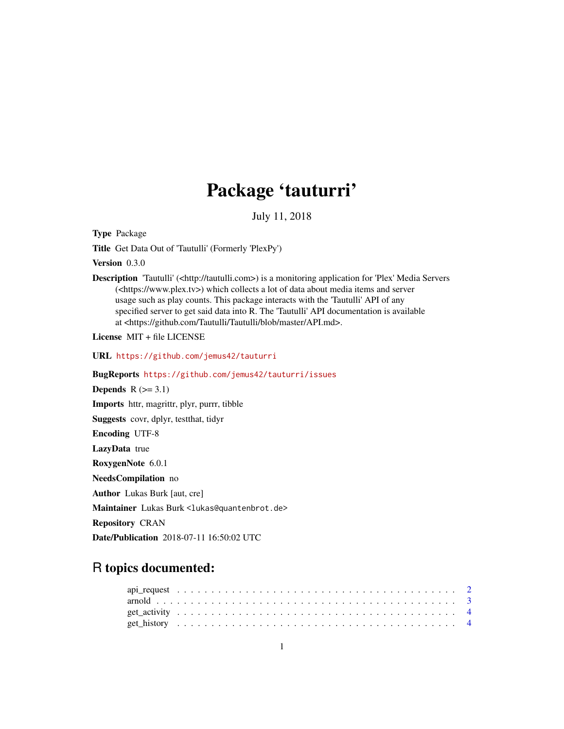# Package 'tauturri'

July 11, 2018

**Type** Package

**Title** Get Data Out of 'Tautulli' (Formerly 'PlexPy')

**Version** 0.3.0

**Description** 'Tautulli' (<http://tautulli.com>) is a monitoring application for 'Plex' Media Servers (<https://www.plex.tv>) which collects a lot of data about media items and server usage such as play counts. This package interacts with the 'Tautulli' API of any specified server to get said data into R. The 'Tautulli' API documentation is available at <https://github.com/Tautulli/Tautulli/blob/master/API.md>.

**License** MIT + file LICENSE

**URL** https://github.com/jemus42/tauturri

**BugReports** https://github.com/jemus42/tauturri/issues

**Depends** R (>= 3.1)

**Imports** httr, magrittr, plyr, purrr, tibble

**Suggests** covr, dplyr, testthat, tidyr

**Encoding** UTF-8

**LazyData** true

**RoxygenNote** 6.0.1

**NeedsCompilation** no

**Author** Lukas Burk [aut, cre]

**Maintainer** Lukas Burk <lukas@quantenbrot.de>

**Repository** CRAN

**Date/Publication** 2018-07-11 16:50:02 UTC

## R topics documented:

api_request . . . . . . . . . . . . . . . . . . . . . . . . . . . . . . . . . . . . . . . . 2
arnold . . . . . . . . . . . . . . . . . . . . . . . . . . . . . . . . . . . . . . . . . . . 3
get_activity . . . . . . . . . . . . . . . . . . . . . . . . . . . . . . . . . . . . . . . . 4
get_history . . . . . . . . . . . . . . . . . . . . . . . . . . . . . . . . . . . . . . . . 4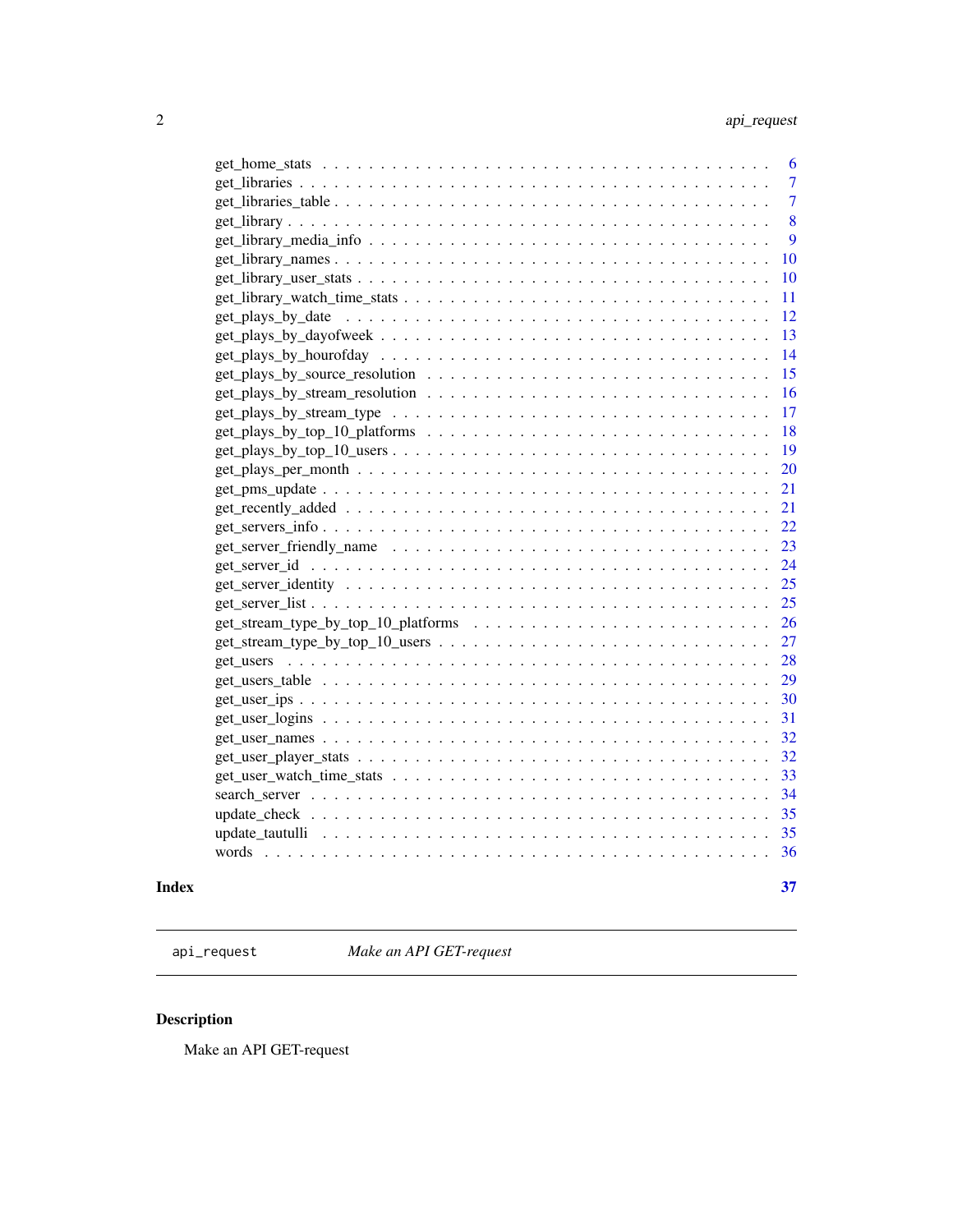get_home_stats . . . . . . . . . . . . . . . . . . . . . . . . . . . . . . . . . . . . . . . 6
get_libraries . . . . . . . . . . . . . . . . . . . . . . . . . . . . . . . . . . . . . . . . 7
get_libraries_table . . . . . . . . . . . . . . . . . . . . . . . . . . . . . . . . . . . . . 7
get_library . . . . . . . . . . . . . . . . . . . . . . . . . . . . . . . . . . . . . . . . . 8
get_library_media_info . . . . . . . . . . . . . . . . . . . . . . . . . . . . . . . . . . 9
get_library_names . . . . . . . . . . . . . . . . . . . . . . . . . . . . . . . . . . . . . 10
get_library_user_stats . . . . . . . . . . . . . . . . . . . . . . . . . . . . . . . . . . . 10
get_library_watch_time_stats . . . . . . . . . . . . . . . . . . . . . . . . . . . . . . . 11
get_plays_by_date . . . . . . . . . . . . . . . . . . . . . . . . . . . . . . . . . . . . . 12
get_plays_by_dayofweek . . . . . . . . . . . . . . . . . . . . . . . . . . . . . . . . . . 13
get_plays_by_hourofday . . . . . . . . . . . . . . . . . . . . . . . . . . . . . . . . . . 14
get_plays_by_source_resolution . . . . . . . . . . . . . . . . . . . . . . . . . . . . . 15
get_plays_by_stream_resolution . . . . . . . . . . . . . . . . . . . . . . . . . . . . . 16
get_plays_by_stream_type . . . . . . . . . . . . . . . . . . . . . . . . . . . . . . . . . 17
get_plays_by_top_10_platforms . . . . . . . . . . . . . . . . . . . . . . . . . . . . . . 18
get_plays_by_top_10_users . . . . . . . . . . . . . . . . . . . . . . . . . . . . . . . . 19
get_plays_per_month . . . . . . . . . . . . . . . . . . . . . . . . . . . . . . . . . . . . 20
get_pms_update . . . . . . . . . . . . . . . . . . . . . . . . . . . . . . . . . . . . . . . 21
get_recently_added . . . . . . . . . . . . . . . . . . . . . . . . . . . . . . . . . . . . . 21
get_servers_info . . . . . . . . . . . . . . . . . . . . . . . . . . . . . . . . . . . . . . 22
get_server_friendly_name . . . . . . . . . . . . . . . . . . . . . . . . . . . . . . . . . 23
get_server_id . . . . . . . . . . . . . . . . . . . . . . . . . . . . . . . . . . . . . . . . 24
get_server_identity . . . . . . . . . . . . . . . . . . . . . . . . . . . . . . . . . . . . . 25
get_server_list . . . . . . . . . . . . . . . . . . . . . . . . . . . . . . . . . . . . . . . 25
get_stream_type_by_top_10_platforms . . . . . . . . . . . . . . . . . . . . . . . . . . 26
get_stream_type_by_top_10_users . . . . . . . . . . . . . . . . . . . . . . . . . . . . . 27
get_users . . . . . . . . . . . . . . . . . . . . . . . . . . . . . . . . . . . . . . . . . . 28
get_users_table . . . . . . . . . . . . . . . . . . . . . . . . . . . . . . . . . . . . . . . 29
get_user_ips . . . . . . . . . . . . . . . . . . . . . . . . . . . . . . . . . . . . . . . . 30
get_user_logins . . . . . . . . . . . . . . . . . . . . . . . . . . . . . . . . . . . . . . . 31
get_user_names . . . . . . . . . . . . . . . . . . . . . . . . . . . . . . . . . . . . . . . 32
get_user_player_stats . . . . . . . . . . . . . . . . . . . . . . . . . . . . . . . . . . . . 32
get_user_watch_time_stats . . . . . . . . . . . . . . . . . . . . . . . . . . . . . . . . . 33
search_server . . . . . . . . . . . . . . . . . . . . . . . . . . . . . . . . . . . . . . . . 34
update_check . . . . . . . . . . . . . . . . . . . . . . . . . . . . . . . . . . . . . . . . 35
update_tautulli . . . . . . . . . . . . . . . . . . . . . . . . . . . . . . . . . . . . . . . 35
words . . . . . . . . . . . . . . . . . . . . . . . . . . . . . . . . . . . . . . . . . . . . 36

**Index** **37**

---

## api_request *Make an API GET-request*

---

### Description

Make an API GET-request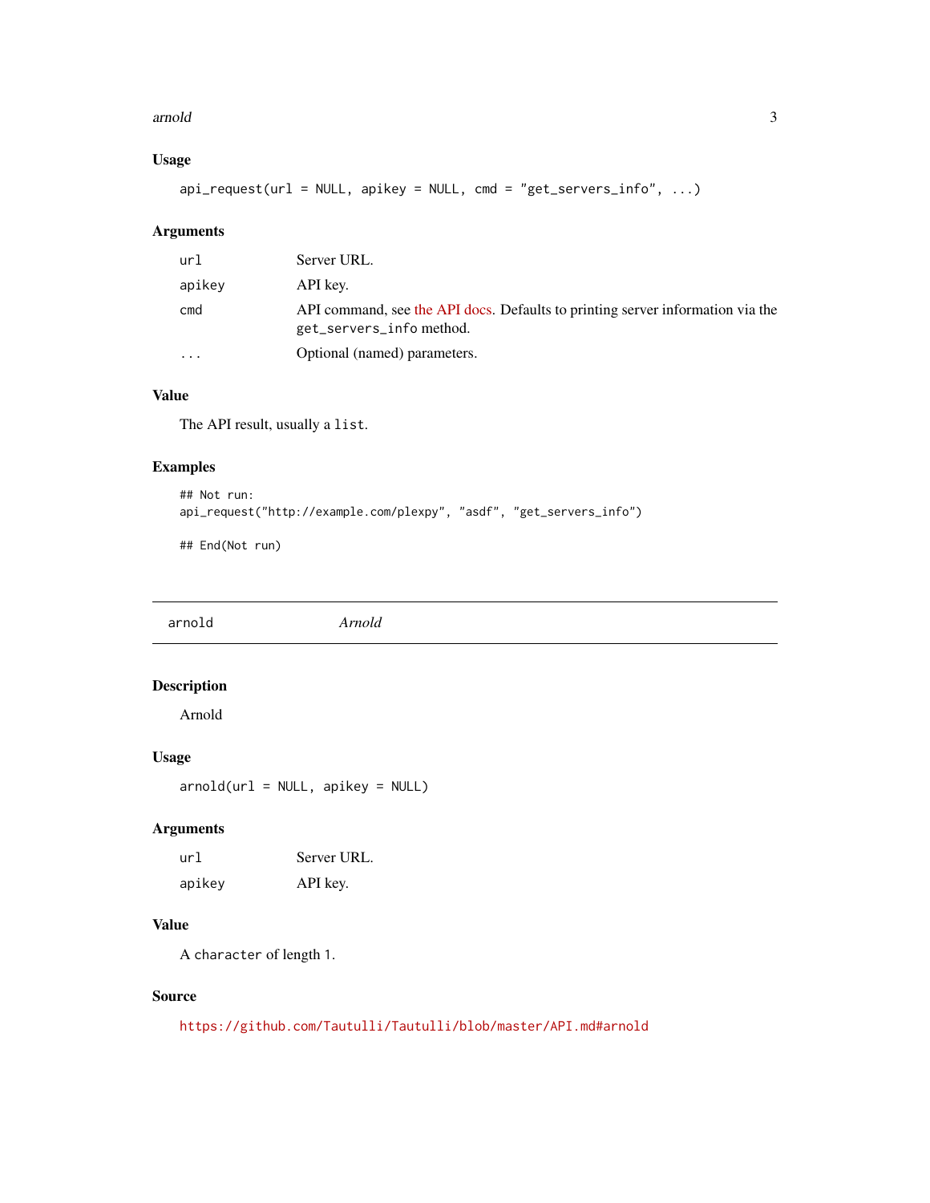### Usage

```
api_request(url = NULL, apikey = NULL, cmd = "get_servers_info", ...)
```

### Arguments

| | |
|---|---|
| `url` | Server URL. |
| `apikey` | API key. |
| `cmd` | API command, see the API docs. Defaults to printing server information via the `get_servers_info` method. |
| `...` | Optional (named) parameters. |

### Value

The API result, usually a `list`.

### Examples

```
## Not run:
api_request("http://example.com/plexpy", "asdf", "get_servers_info")

## End(Not run)
```

---

## arnold — *Arnold*

### Description

Arnold

### Usage

```
arnold(url = NULL, apikey = NULL)
```

### Arguments

| | |
|---|---|
| `url` | Server URL. |
| `apikey` | API key. |

### Value

A `character` of length 1.

### Source

https://github.com/Tautulli/Tautulli/blob/master/API.md#arnold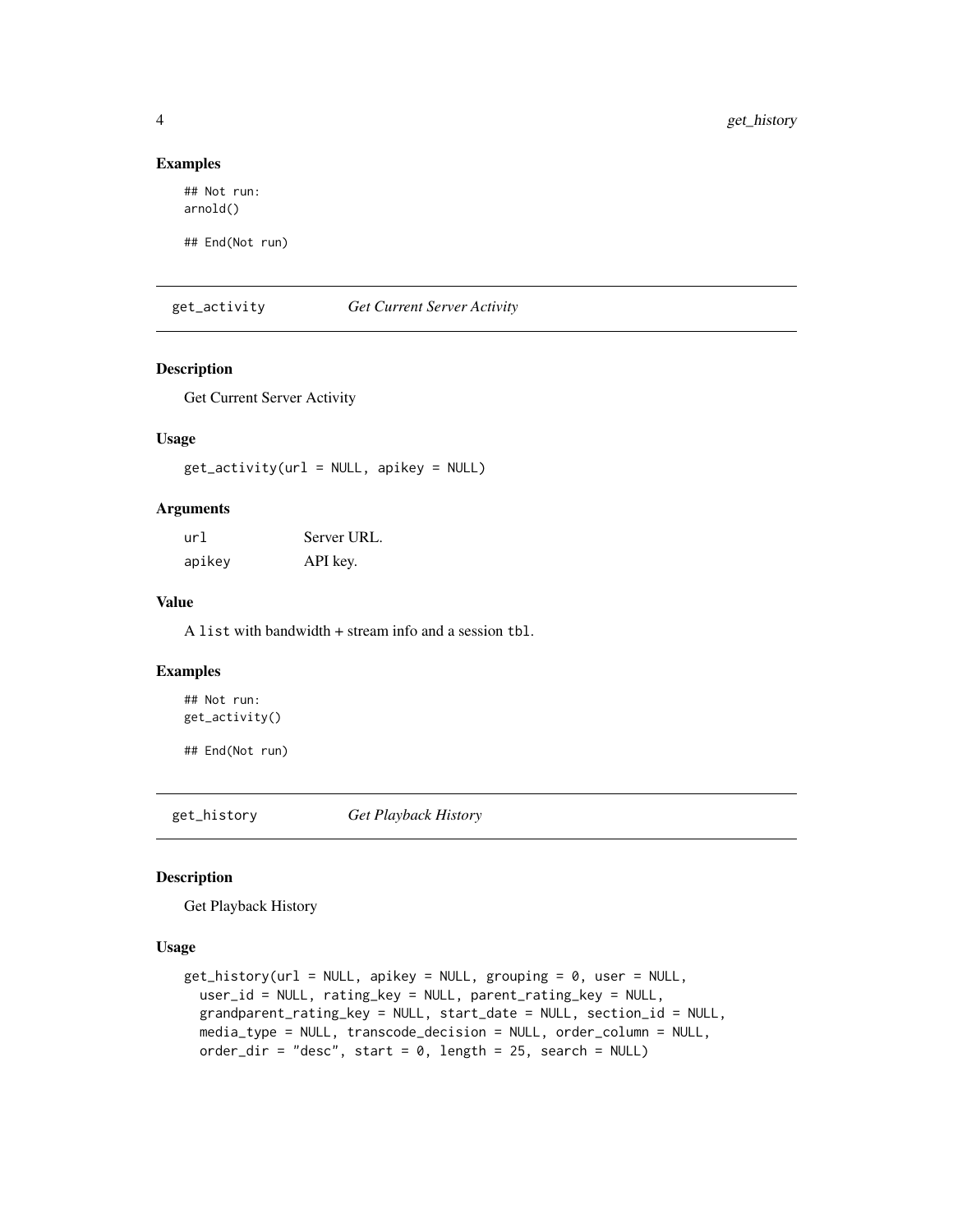## Examples

```
## Not run:
arnold()

## End(Not run)
```

---

## get_activity *Get Current Server Activity*

### Description

Get Current Server Activity

### Usage

```
get_activity(url = NULL, apikey = NULL)
```

### Arguments

| | |
|---|---|
| url | Server URL. |
| apikey | API key. |

### Value

A list with bandwidth + stream info and a session tbl.

### Examples

```
## Not run:
get_activity()

## End(Not run)
```

---

## get_history *Get Playback History*

### Description

Get Playback History

### Usage

```
get_history(url = NULL, apikey = NULL, grouping = 0, user = NULL,
  user_id = NULL, rating_key = NULL, parent_rating_key = NULL,
  grandparent_rating_key = NULL, start_date = NULL, section_id = NULL,
  media_type = NULL, transcode_decision = NULL, order_column = NULL,
  order_dir = "desc", start = 0, length = 25, search = NULL)
```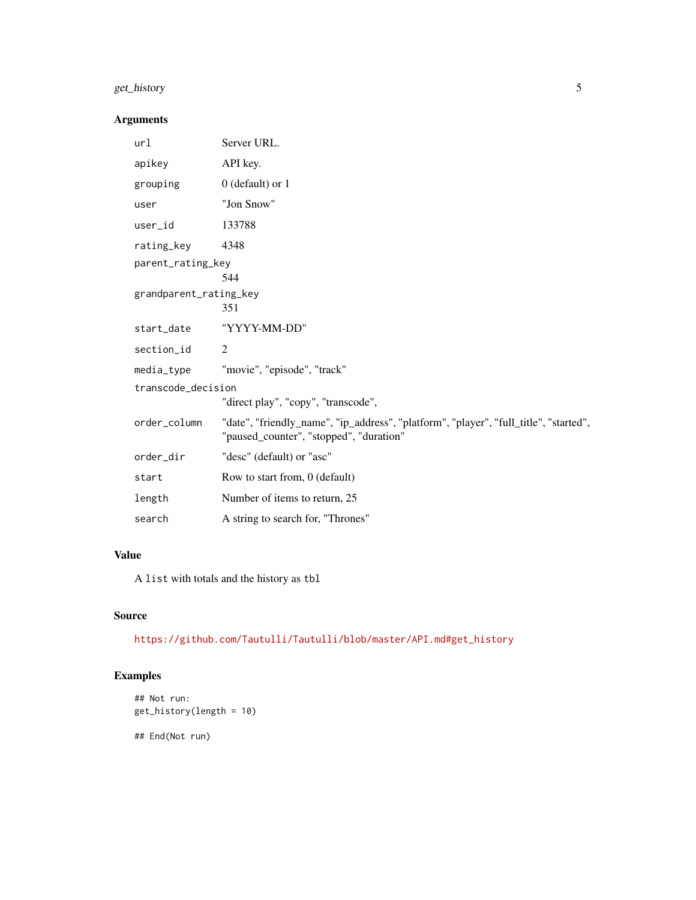## Arguments

| | |
|---|---|
| `url` | Server URL. |
| `apikey` | API key. |
| `grouping` | 0 (default) or 1 |
| `user` | "Jon Snow" |
| `user_id` | 133788 |
| `rating_key` | 4348 |
| `parent_rating_key` | 544 |
| `grandparent_rating_key` | 351 |
| `start_date` | "YYYY-MM-DD" |
| `section_id` | 2 |
| `media_type` | "movie", "episode", "track" |
| `transcode_decision` | "direct play", "copy", "transcode", |
| `order_column` | "date", "friendly_name", "ip_address", "platform", "player", "full_title", "started", "paused_counter", "stopped", "duration" |
| `order_dir` | "desc" (default) or "asc" |
| `start` | Row to start from, 0 (default) |
| `length` | Number of items to return, 25 |
| `search` | A string to search for, "Thrones" |

## Value

A `list` with totals and the history as `tbl`

## Source

https://github.com/Tautulli/Tautulli/blob/master/API.md#get_history

## Examples

```
## Not run:
get_history(length = 10)

## End(Not run)
```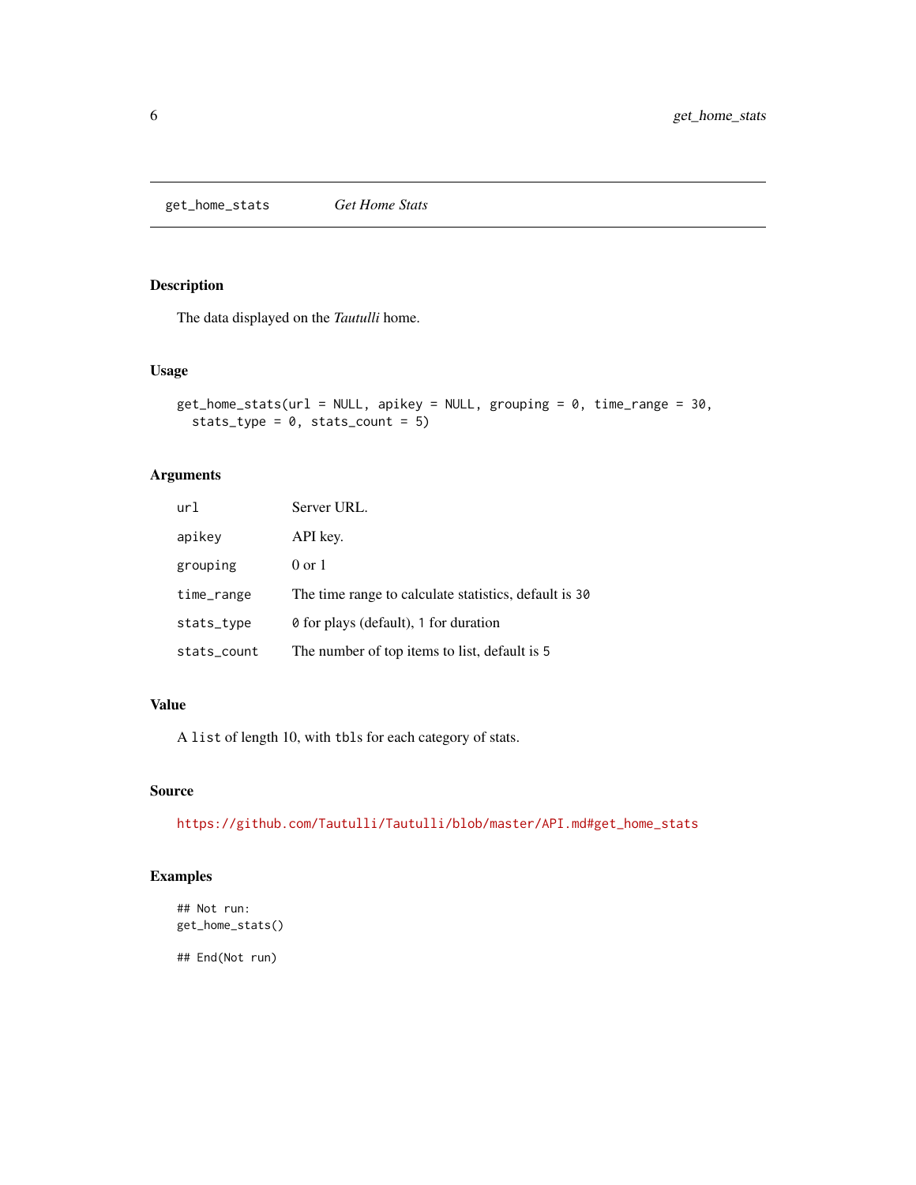## get_home_stats — *Get Home Stats*

### Description

The data displayed on the *Tautulli* home.

### Usage

```
get_home_stats(url = NULL, apikey = NULL, grouping = 0, time_range = 30,
  stats_type = 0, stats_count = 5)
```

### Arguments

| | |
|---|---|
| `url` | Server URL. |
| `apikey` | API key. |
| `grouping` | 0 or 1 |
| `time_range` | The time range to calculate statistics, default is `30` |
| `stats_type` | `0` for plays (default), `1` for duration |
| `stats_count` | The number of top items to list, default is `5` |

### Value

A `list` of length 10, with `tbl`s for each category of stats.

### Source

https://github.com/Tautulli/Tautulli/blob/master/API.md#get_home_stats

### Examples

```
## Not run:
get_home_stats()

## End(Not run)
```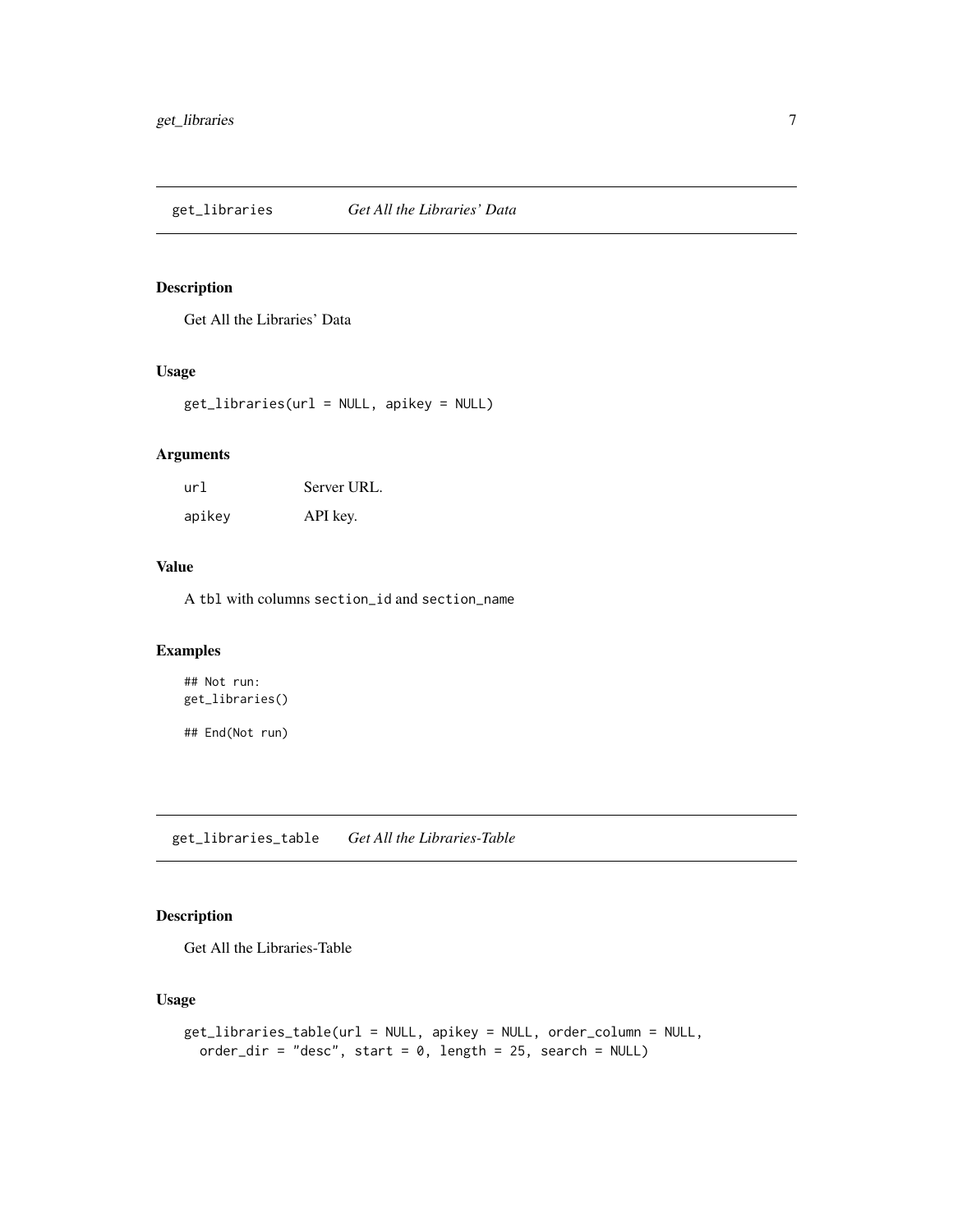## get_libraries *Get All the Libraries' Data*

### Description

Get All the Libraries' Data

### Usage

```
get_libraries(url = NULL, apikey = NULL)
```

### Arguments

| | |
|---|---|
| `url` | Server URL. |
| `apikey` | API key. |

### Value

A `tbl` with columns `section_id` and `section_name`

### Examples

```
## Not run:
get_libraries()

## End(Not run)
```

## get_libraries_table *Get All the Libraries-Table*

### Description

Get All the Libraries-Table

### Usage

```
get_libraries_table(url = NULL, apikey = NULL, order_column = NULL,
  order_dir = "desc", start = 0, length = 25, search = NULL)
```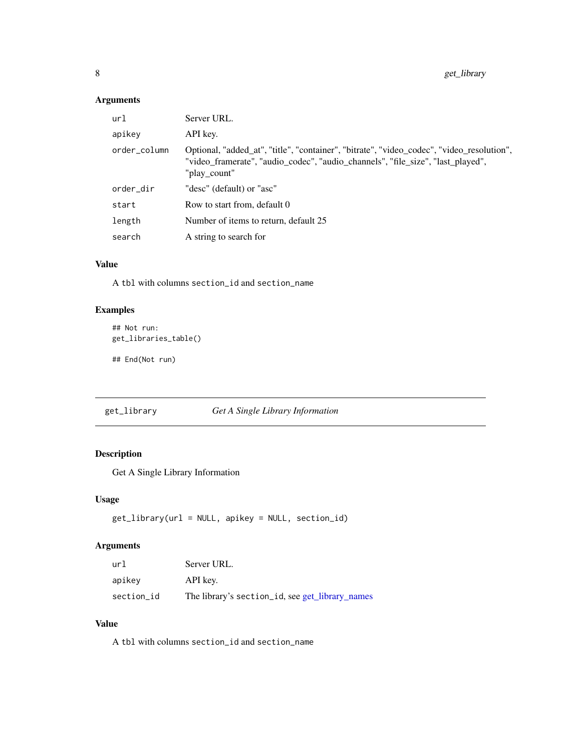## Arguments

| | |
|---|---|
| url | Server URL. |
| apikey | API key. |
| order_column | Optional, "added_at", "title", "container", "bitrate", "video_codec", "video_resolution", "video_framerate", "audio_codec", "audio_channels", "file_size", "last_played", "play_count" |
| order_dir | "desc" (default) or "asc" |
| start | Row to start from, default 0 |
| length | Number of items to return, default 25 |
| search | A string to search for |

## Value

A tbl with columns section_id and section_name

## Examples

```
## Not run:
get_libraries_table()

## End(Not run)
```

---

# get_library — *Get A Single Library Information*

## Description

Get A Single Library Information

## Usage

```
get_library(url = NULL, apikey = NULL, section_id)
```

## Arguments

| | |
|---|---|
| url | Server URL. |
| apikey | API key. |
| section_id | The library's section_id, see get_library_names |

## Value

A tbl with columns section_id and section_name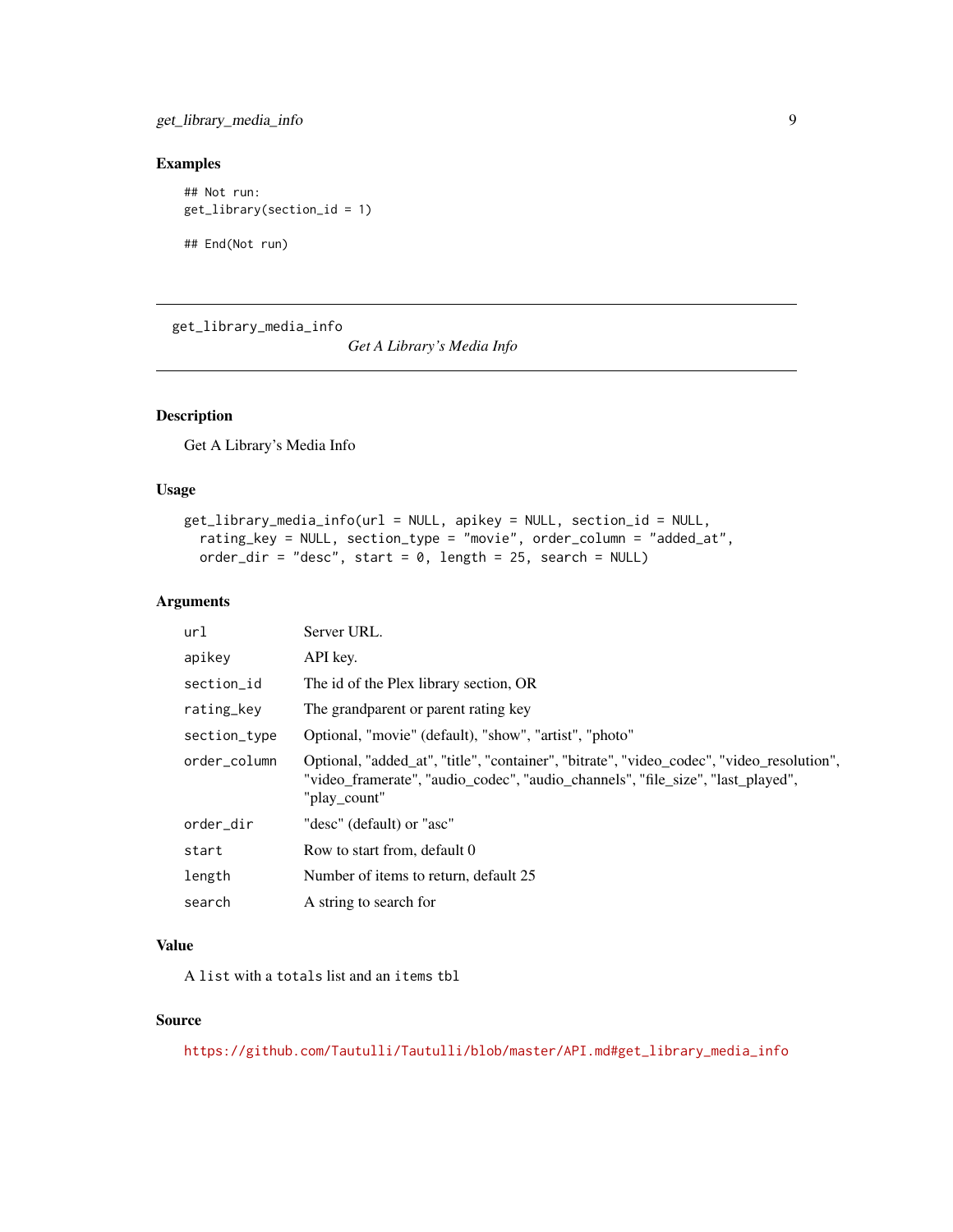## Examples

```
## Not run:
get_library(section_id = 1)

## End(Not run)
```

---

get_library_media_info

*Get A Library's Media Info*

---

### Description

Get A Library's Media Info

### Usage

```
get_library_media_info(url = NULL, apikey = NULL, section_id = NULL,
  rating_key = NULL, section_type = "movie", order_column = "added_at",
  order_dir = "desc", start = 0, length = 25, search = NULL)
```

### Arguments

| | |
|---|---|
| `url` | Server URL. |
| `apikey` | API key. |
| `section_id` | The id of the Plex library section, OR |
| `rating_key` | The grandparent or parent rating key |
| `section_type` | Optional, "movie" (default), "show", "artist", "photo" |
| `order_column` | Optional, "added_at", "title", "container", "bitrate", "video_codec", "video_resolution", "video_framerate", "audio_codec", "audio_channels", "file_size", "last_played", "play_count" |
| `order_dir` | "desc" (default) or "asc" |
| `start` | Row to start from, default 0 |
| `length` | Number of items to return, default 25 |
| `search` | A string to search for |

### Value

A `list` with a `totals` list and an `items` `tbl`

### Source

https://github.com/Tautulli/Tautulli/blob/master/API.md#get_library_media_info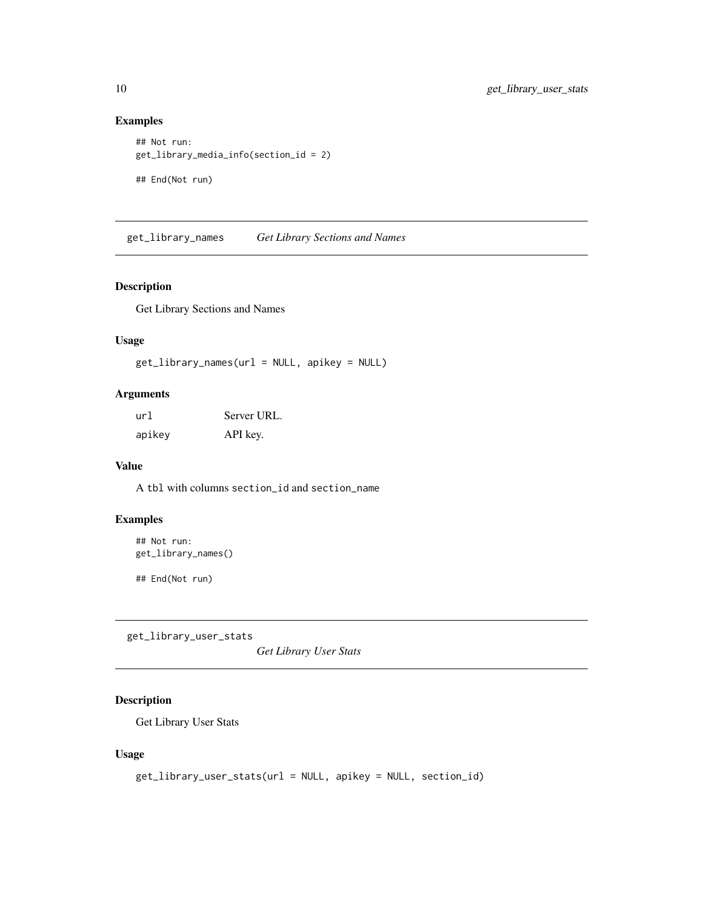### Examples

```
## Not run:
get_library_media_info(section_id = 2)

## End(Not run)
```

---

## get_library_names — *Get Library Sections and Names*

### Description

Get Library Sections and Names

### Usage

```
get_library_names(url = NULL, apikey = NULL)
```

### Arguments

| | |
|---|---|
| `url` | Server URL. |
| `apikey` | API key. |

### Value

A `tbl` with columns `section_id` and `section_name`

### Examples

```
## Not run:
get_library_names()

## End(Not run)
```

---

## get_library_user_stats — *Get Library User Stats*

### Description

Get Library User Stats

### Usage

```
get_library_user_stats(url = NULL, apikey = NULL, section_id)
```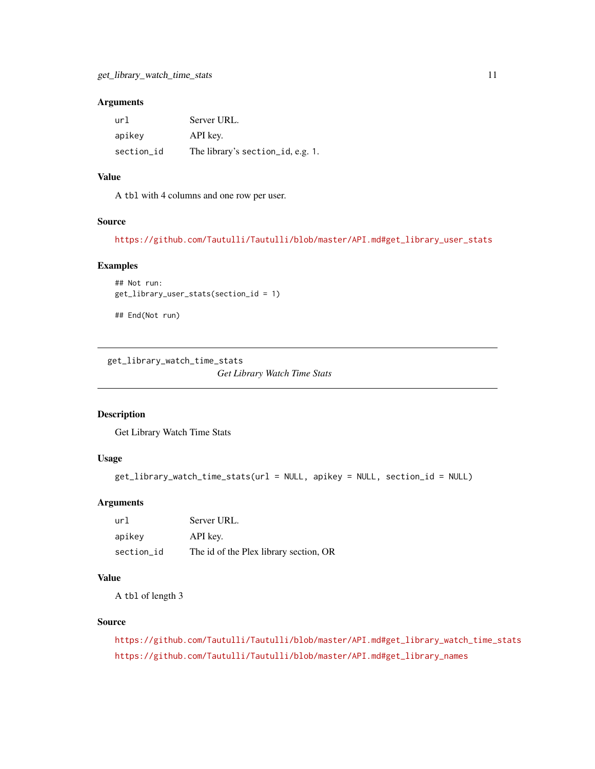### Arguments

| | |
|---|---|
| `url` | Server URL. |
| `apikey` | API key. |
| `section_id` | The library's `section_id`, e.g. 1. |

### Value

A `tbl` with 4 columns and one row per user.

### Source

https://github.com/Tautulli/Tautulli/blob/master/API.md#get_library_user_stats

### Examples

```
## Not run:
get_library_user_stats(section_id = 1)

## End(Not run)
```

---

## get_library_watch_time_stats
*Get Library Watch Time Stats*

---

### Description

Get Library Watch Time Stats

### Usage

```
get_library_watch_time_stats(url = NULL, apikey = NULL, section_id = NULL)
```

### Arguments

| | |
|---|---|
| `url` | Server URL. |
| `apikey` | API key. |
| `section_id` | The id of the Plex library section, OR |

### Value

A `tbl` of length 3

### Source

https://github.com/Tautulli/Tautulli/blob/master/API.md#get_library_watch_time_stats

https://github.com/Tautulli/Tautulli/blob/master/API.md#get_library_names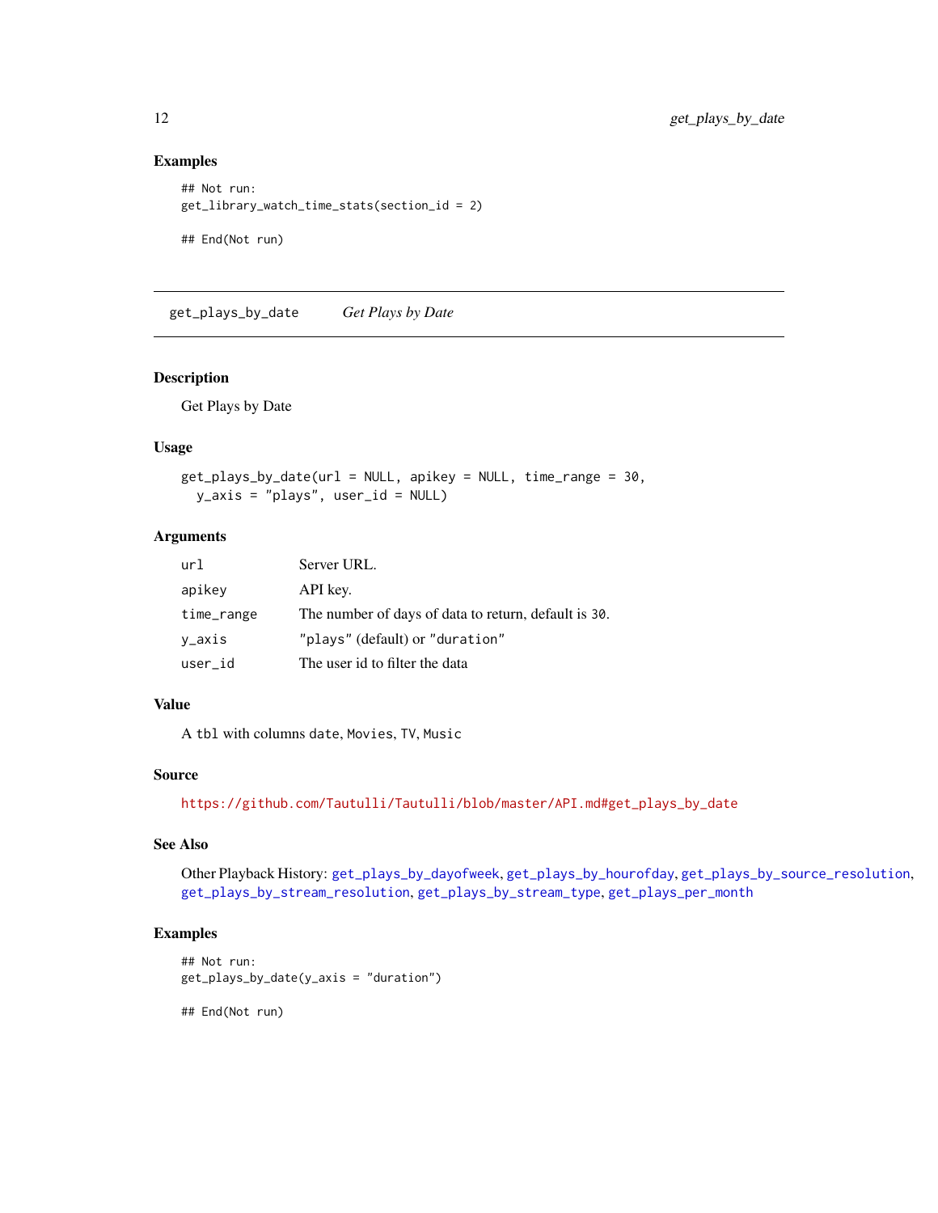### Examples

```
## Not run:
get_library_watch_time_stats(section_id = 2)

## End(Not run)
```

---

## get_plays_by_date *Get Plays by Date*

---

### Description

Get Plays by Date

### Usage

```
get_plays_by_date(url = NULL, apikey = NULL, time_range = 30,
  y_axis = "plays", user_id = NULL)
```

### Arguments

| | |
|---|---|
| url | Server URL. |
| apikey | API key. |
| time_range | The number of days of data to return, default is 30. |
| y_axis | "plays" (default) or "duration" |
| user_id | The user id to filter the data |

### Value

A tbl with columns date, Movies, TV, Music

### Source

https://github.com/Tautulli/Tautulli/blob/master/API.md#get_plays_by_date

### See Also

Other Playback History: get_plays_by_dayofweek, get_plays_by_hourofday, get_plays_by_source_resolution, get_plays_by_stream_resolution, get_plays_by_stream_type, get_plays_per_month

### Examples

```
## Not run:
get_plays_by_date(y_axis = "duration")

## End(Not run)
```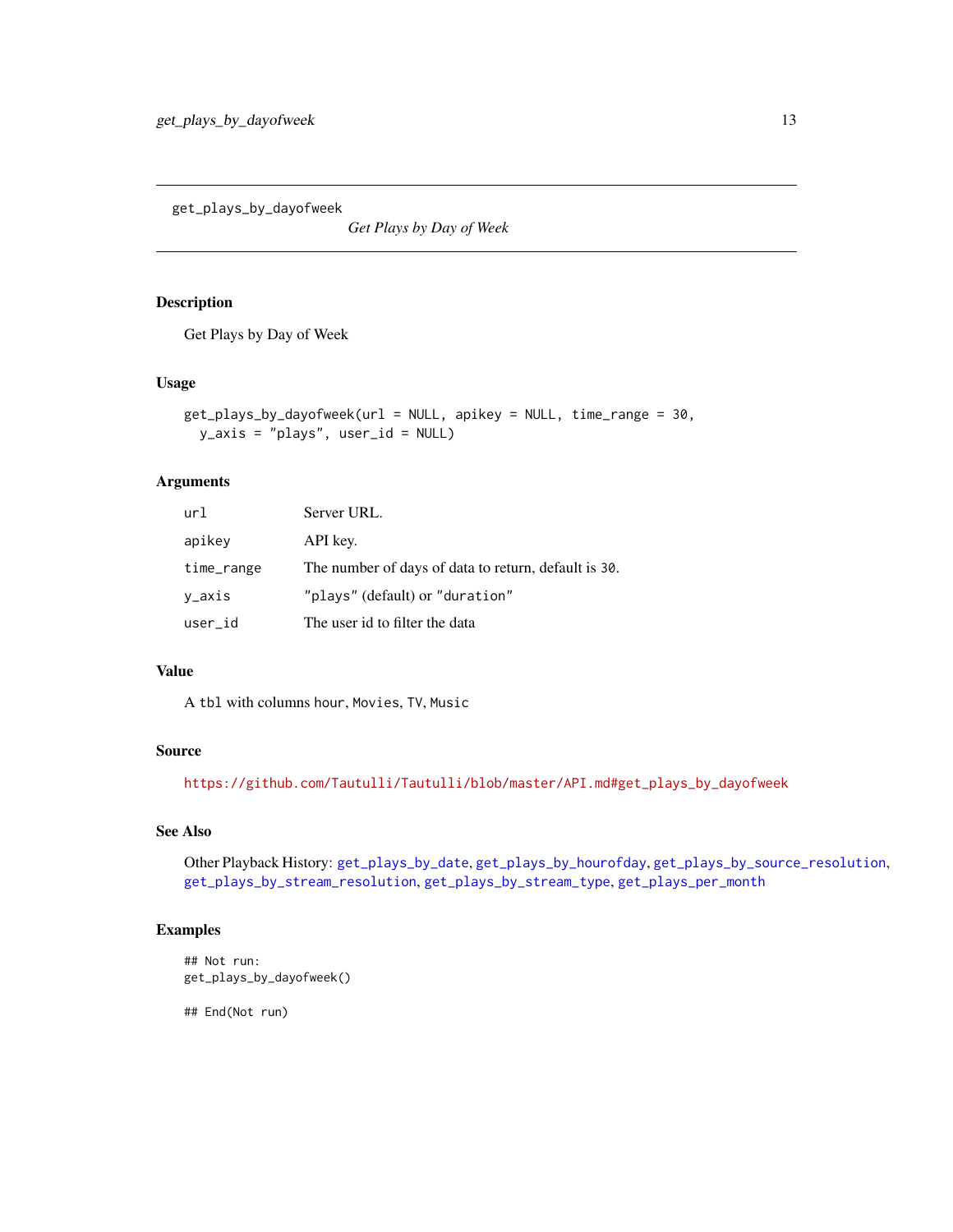`get_plays_by_dayofweek` *Get Plays by Day of Week*

### Description

Get Plays by Day of Week

### Usage

```
get_plays_by_dayofweek(url = NULL, apikey = NULL, time_range = 30,
  y_axis = "plays", user_id = NULL)
```

### Arguments

| | |
|---|---|
| `url` | Server URL. |
| `apikey` | API key. |
| `time_range` | The number of days of data to return, default is `30`. |
| `y_axis` | `"plays"` (default) or `"duration"` |
| `user_id` | The user id to filter the data |

### Value

A `tbl` with columns hour, `Movies`, `TV`, `Music`

### Source

https://github.com/Tautulli/Tautulli/blob/master/API.md#get_plays_by_dayofweek

### See Also

Other Playback History: `get_plays_by_date`, `get_plays_by_hourofday`, `get_plays_by_source_resolution`, `get_plays_by_stream_resolution`, `get_plays_by_stream_type`, `get_plays_per_month`

### Examples

```
## Not run:
get_plays_by_dayofweek()

## End(Not run)
```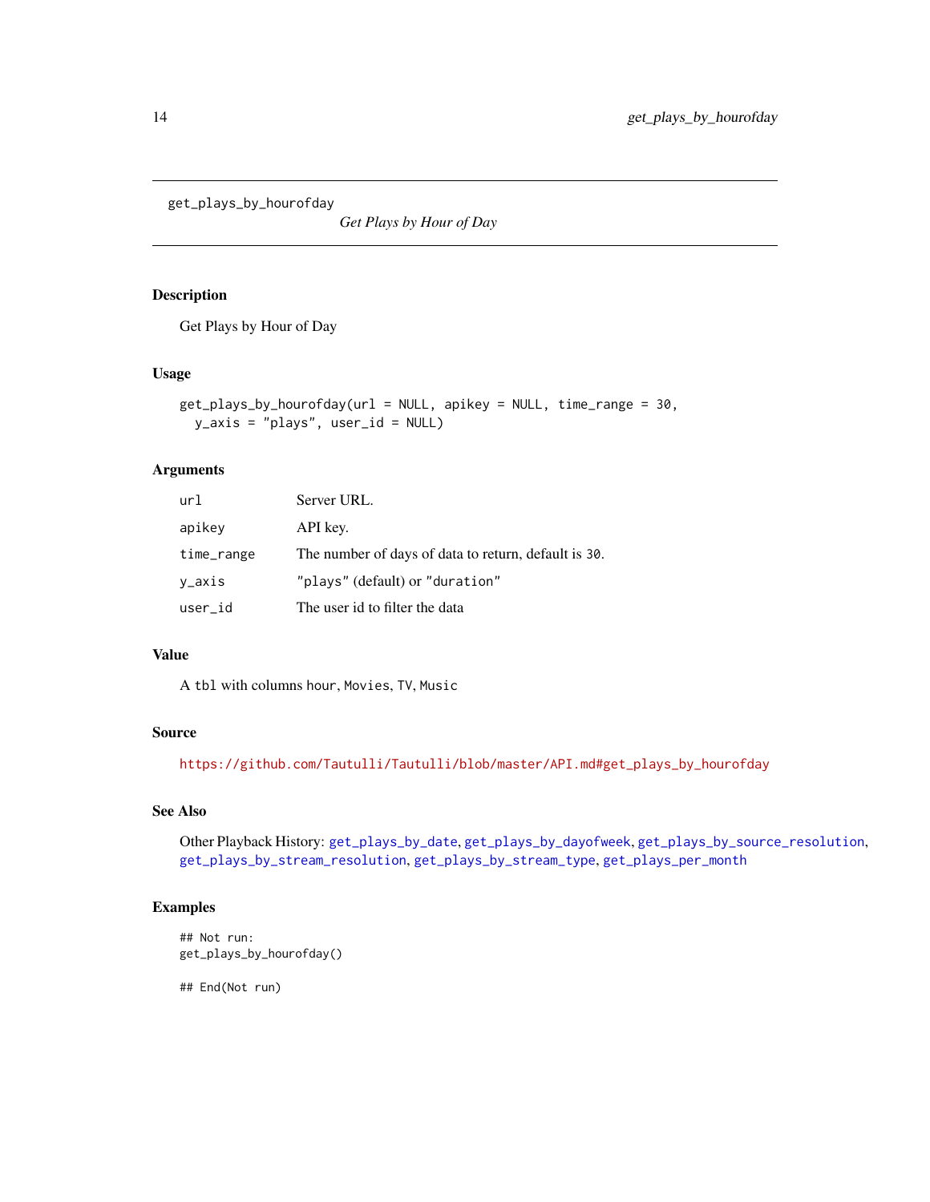`get_plays_by_hourofday`

*Get Plays by Hour of Day*

### Description

Get Plays by Hour of Day

### Usage

```
get_plays_by_hourofday(url = NULL, apikey = NULL, time_range = 30,
  y_axis = "plays", user_id = NULL)
```

### Arguments

| | |
|---|---|
| `url` | Server URL. |
| `apikey` | API key. |
| `time_range` | The number of days of data to return, default is `30`. |
| `y_axis` | `"plays"` (default) or `"duration"` |
| `user_id` | The user id to filter the data |

### Value

A `tbl` with columns `hour`, `Movies`, `TV`, `Music`

### Source

https://github.com/Tautulli/Tautulli/blob/master/API.md#get_plays_by_hourofday

### See Also

Other Playback History: `get_plays_by_date`, `get_plays_by_dayofweek`, `get_plays_by_source_resolution`, `get_plays_by_stream_resolution`, `get_plays_by_stream_type`, `get_plays_per_month`

### Examples

```
## Not run:
get_plays_by_hourofday()

## End(Not run)
```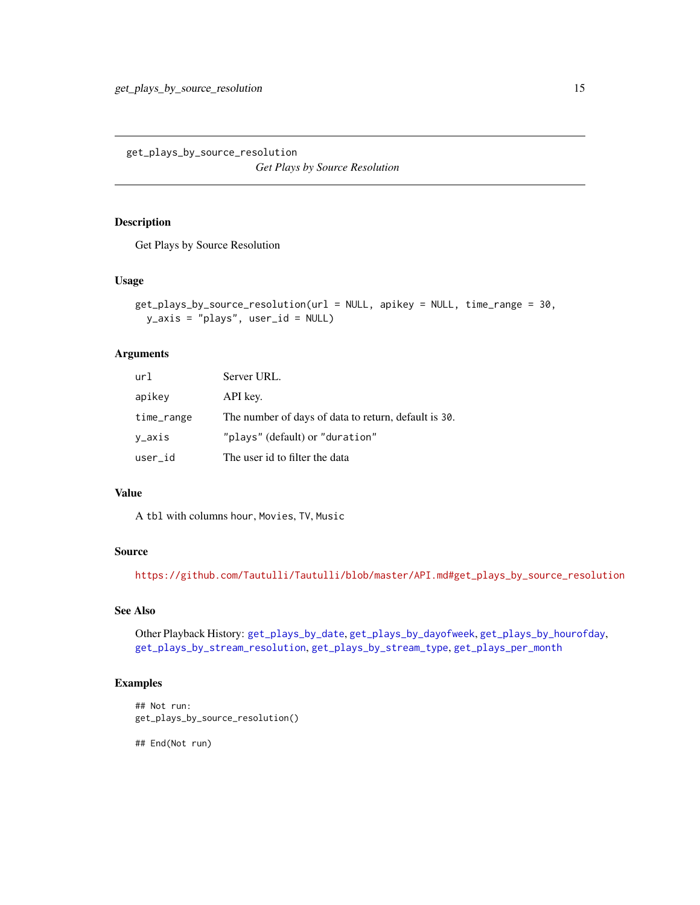# get_plays_by_source_resolution

*Get Plays by Source Resolution*

## Description

Get Plays by Source Resolution

## Usage

```
get_plays_by_source_resolution(url = NULL, apikey = NULL, time_range = 30,
  y_axis = "plays", user_id = NULL)
```

## Arguments

| | |
|---|---|
| `url` | Server URL. |
| `apikey` | API key. |
| `time_range` | The number of days of data to return, default is `30`. |
| `y_axis` | `"plays"` (default) or `"duration"` |
| `user_id` | The user id to filter the data |

## Value

A `tbl` with columns hour, `Movies`, `TV`, `Music`

## Source

https://github.com/Tautulli/Tautulli/blob/master/API.md#get_plays_by_source_resolution

## See Also

Other Playback History: `get_plays_by_date`, `get_plays_by_dayofweek`, `get_plays_by_hourofday`, `get_plays_by_stream_resolution`, `get_plays_by_stream_type`, `get_plays_per_month`

## Examples

```
## Not run:
get_plays_by_source_resolution()

## End(Not run)
```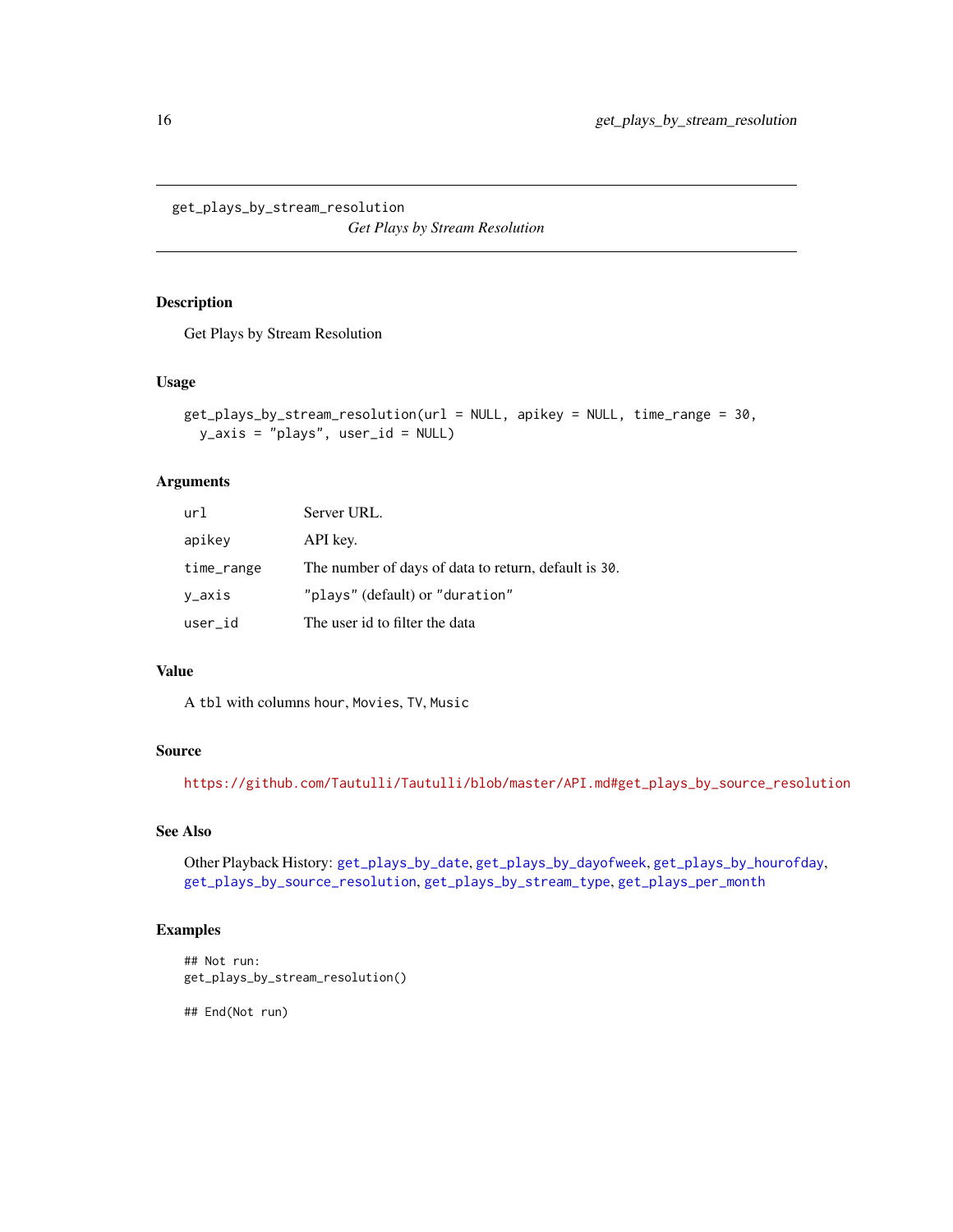get_plays_by_stream_resolution

*Get Plays by Stream Resolution*

## Description

Get Plays by Stream Resolution

## Usage

```
get_plays_by_stream_resolution(url = NULL, apikey = NULL, time_range = 30,
  y_axis = "plays", user_id = NULL)
```

## Arguments

| | |
|---|---|
| url | Server URL. |
| apikey | API key. |
| time_range | The number of days of data to return, default is 30. |
| y_axis | "plays" (default) or "duration" |
| user_id | The user id to filter the data |

## Value

A tbl with columns hour, Movies, TV, Music

## Source

https://github.com/Tautulli/Tautulli/blob/master/API.md#get_plays_by_source_resolution

## See Also

Other Playback History: get_plays_by_date, get_plays_by_dayofweek, get_plays_by_hourofday, get_plays_by_source_resolution, get_plays_by_stream_type, get_plays_per_month

## Examples

```
## Not run:
get_plays_by_stream_resolution()

## End(Not run)
```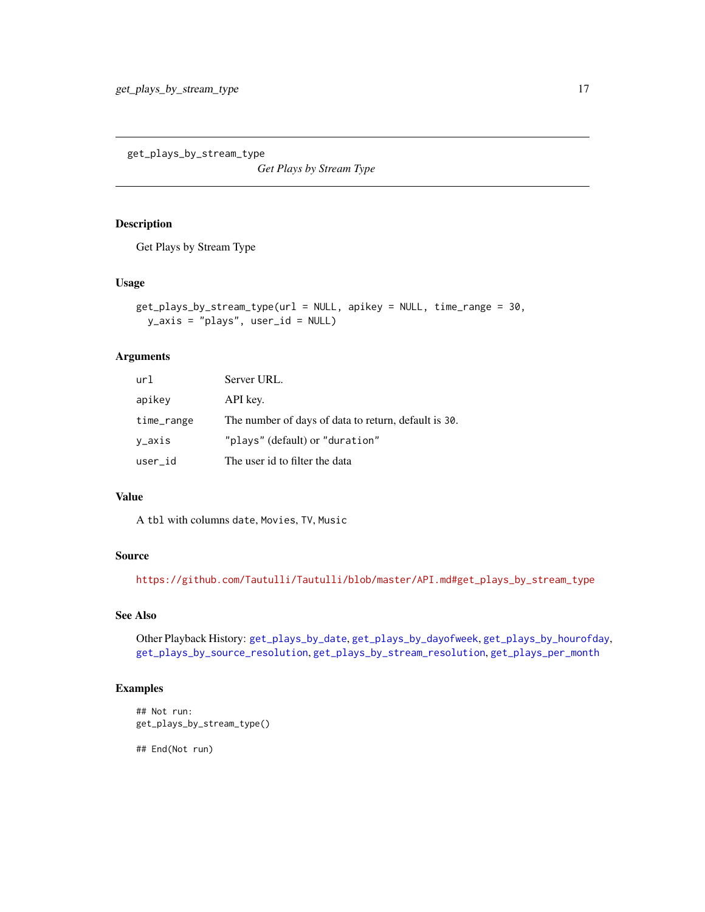## get_plays_by_stream_type

*Get Plays by Stream Type*

### Description

Get Plays by Stream Type

### Usage

```
get_plays_by_stream_type(url = NULL, apikey = NULL, time_range = 30,
  y_axis = "plays", user_id = NULL)
```

### Arguments

| | |
|---|---|
| `url` | Server URL. |
| `apikey` | API key. |
| `time_range` | The number of days of data to return, default is `30`. |
| `y_axis` | `"plays"` (default) or `"duration"` |
| `user_id` | The user id to filter the data |

### Value

A `tbl` with columns `date`, `Movies`, `TV`, `Music`

### Source

https://github.com/Tautulli/Tautulli/blob/master/API.md#get_plays_by_stream_type

### See Also

Other Playback History: `get_plays_by_date`, `get_plays_by_dayofweek`, `get_plays_by_hourofday`, `get_plays_by_source_resolution`, `get_plays_by_stream_resolution`, `get_plays_per_month`

### Examples

```
## Not run:
get_plays_by_stream_type()

## End(Not run)
```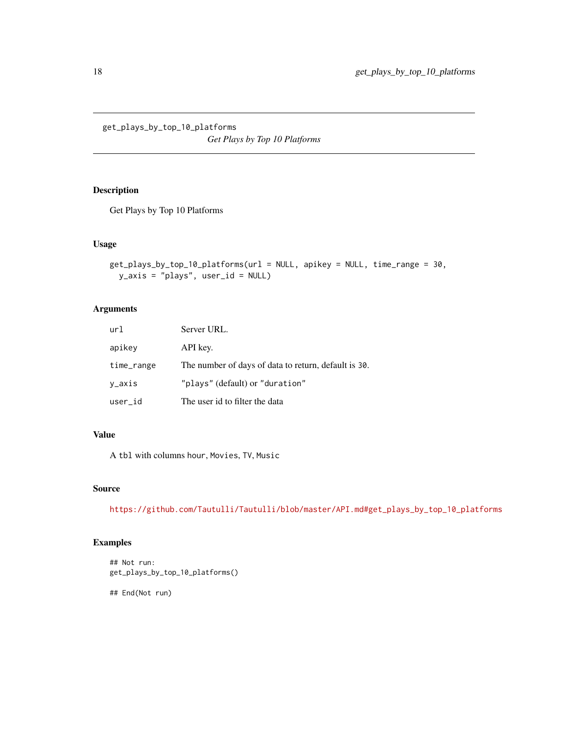# get_plays_by_top_10_platforms

*Get Plays by Top 10 Platforms*

## Description

Get Plays by Top 10 Platforms

## Usage

```
get_plays_by_top_10_platforms(url = NULL, apikey = NULL, time_range = 30,
  y_axis = "plays", user_id = NULL)
```

## Arguments

| | |
|---|---|
| url | Server URL. |
| apikey | API key. |
| time_range | The number of days of data to return, default is 30. |
| y_axis | "plays" (default) or "duration" |
| user_id | The user id to filter the data |

## Value

A tbl with columns hour, Movies, TV, Music

## Source

https://github.com/Tautulli/Tautulli/blob/master/API.md#get_plays_by_top_10_platforms

## Examples

```
## Not run:
get_plays_by_top_10_platforms()

## End(Not run)
```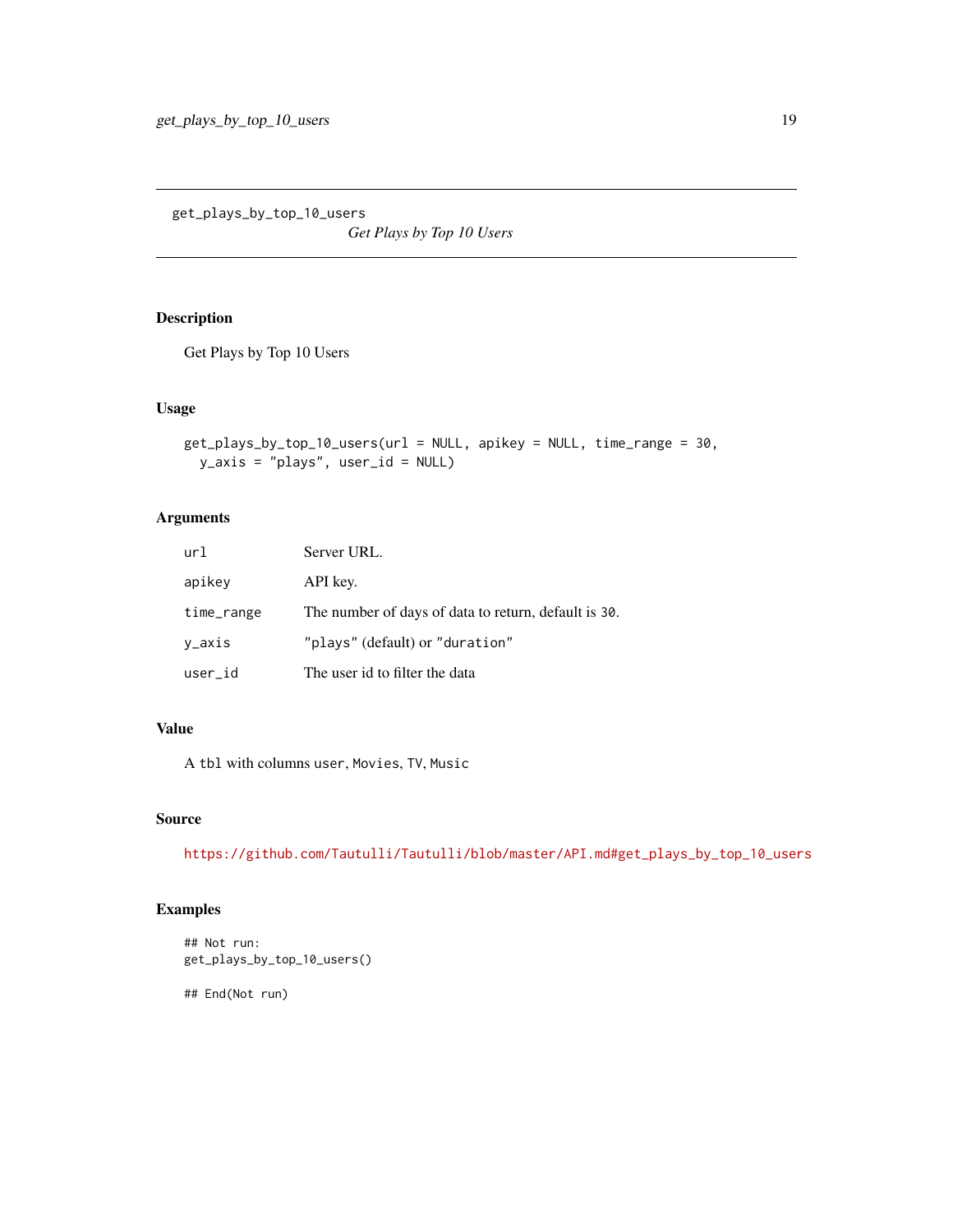`get_plays_by_top_10_users` *Get Plays by Top 10 Users*

## Description

Get Plays by Top 10 Users

## Usage

```
get_plays_by_top_10_users(url = NULL, apikey = NULL, time_range = 30,
  y_axis = "plays", user_id = NULL)
```

## Arguments

| | |
|---|---|
| url | Server URL. |
| apikey | API key. |
| time_range | The number of days of data to return, default is 30. |
| y_axis | "plays" (default) or "duration" |
| user_id | The user id to filter the data |

## Value

A `tbl` with columns `user`, `Movies`, `TV`, `Music`

## Source

https://github.com/Tautulli/Tautulli/blob/master/API.md#get_plays_by_top_10_users

## Examples

```
## Not run:
get_plays_by_top_10_users()

## End(Not run)
```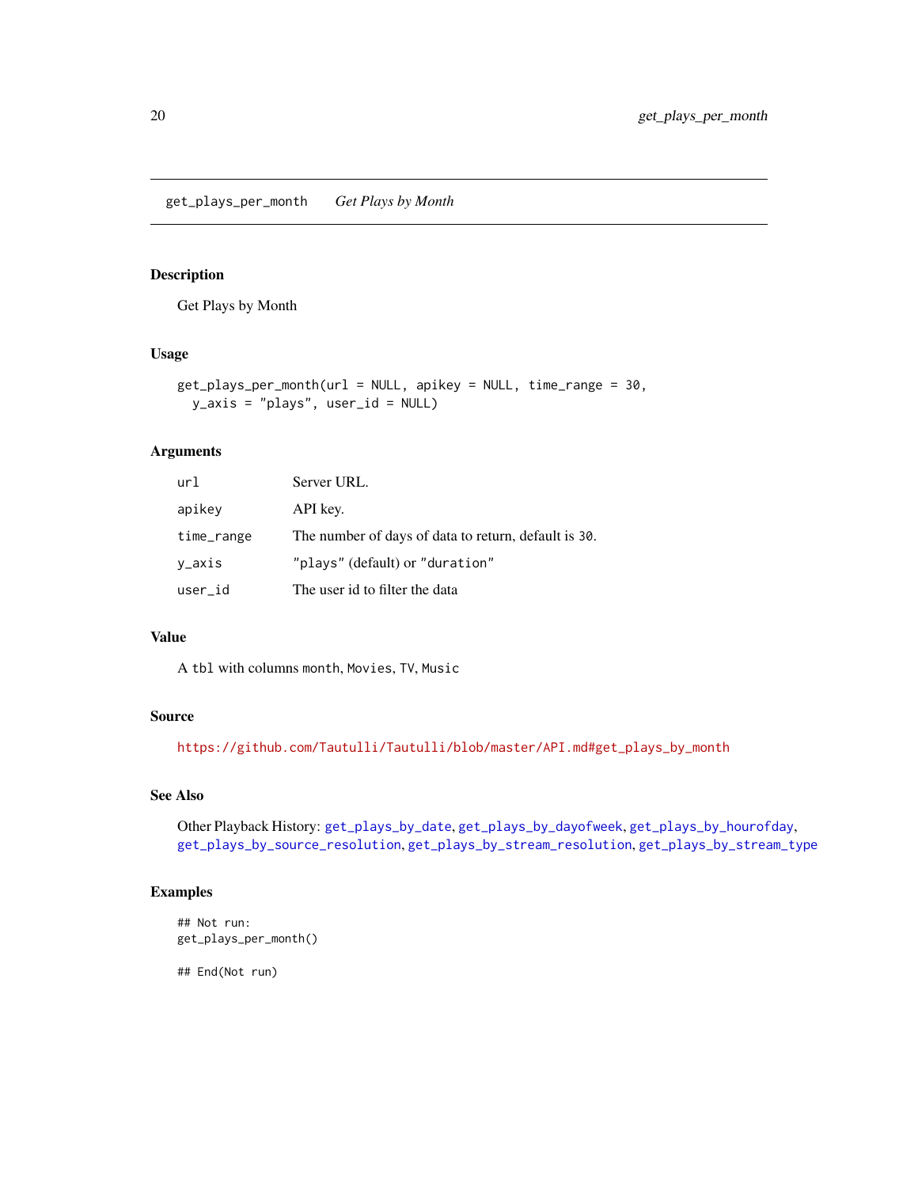## get_plays_per_month *Get Plays by Month*

### Description

Get Plays by Month

### Usage

```
get_plays_per_month(url = NULL, apikey = NULL, time_range = 30,
  y_axis = "plays", user_id = NULL)
```

### Arguments

| | |
|---|---|
| `url` | Server URL. |
| `apikey` | API key. |
| `time_range` | The number of days of data to return, default is `30`. |
| `y_axis` | `"plays"` (default) or `"duration"` |
| `user_id` | The user id to filter the data |

### Value

A `tbl` with columns `month`, `Movies`, `TV`, `Music`

### Source

https://github.com/Tautulli/Tautulli/blob/master/API.md#get_plays_by_month

### See Also

Other Playback History: `get_plays_by_date`, `get_plays_by_dayofweek`, `get_plays_by_hourofday`, `get_plays_by_source_resolution`, `get_plays_by_stream_resolution`, `get_plays_by_stream_type`

### Examples

```
## Not run:
get_plays_per_month()

## End(Not run)
```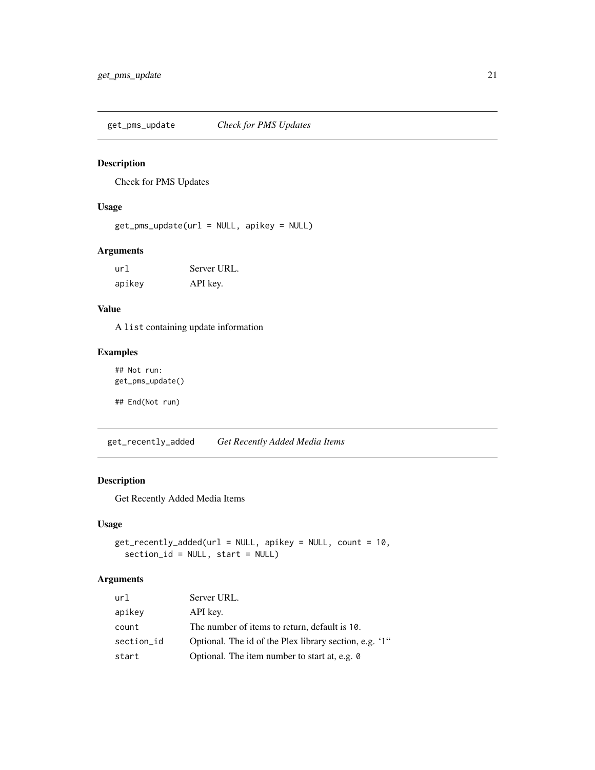## get_pms_update *Check for PMS Updates*

### Description

Check for PMS Updates

### Usage

```
get_pms_update(url = NULL, apikey = NULL)
```

### Arguments

| | |
|---|---|
| url | Server URL. |
| apikey | API key. |

### Value

A `list` containing update information

### Examples

```
## Not run:
get_pms_update()

## End(Not run)
```

## get_recently_added *Get Recently Added Media Items*

### Description

Get Recently Added Media Items

### Usage

```
get_recently_added(url = NULL, apikey = NULL, count = 10,
  section_id = NULL, start = NULL)
```

### Arguments

| | |
|---|---|
| url | Server URL. |
| apikey | API key. |
| count | The number of items to return, default is `10`. |
| section_id | Optional. The id of the Plex library section, e.g. '1" |
| start | Optional. The item number to start at, e.g. `0` |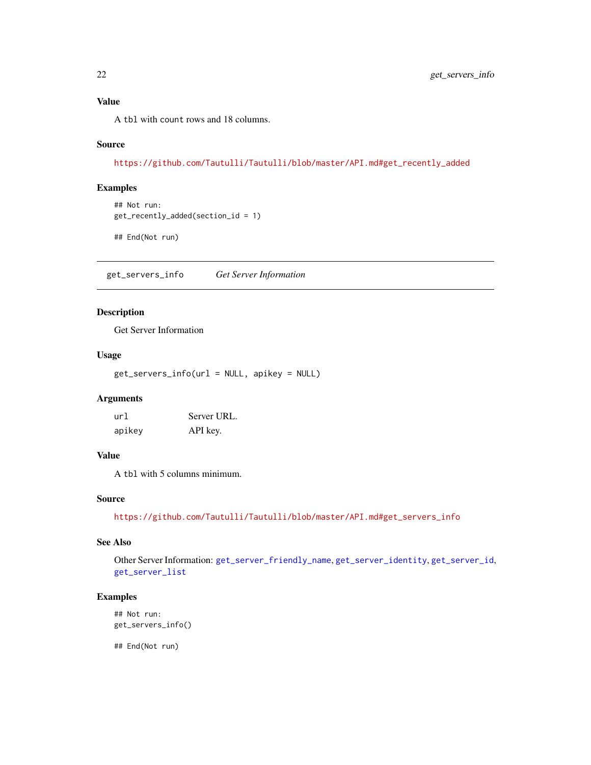### Value

A `tbl` with `count` rows and 18 columns.

### Source

https://github.com/Tautulli/Tautulli/blob/master/API.md#get_recently_added

### Examples

```
## Not run:
get_recently_added(section_id = 1)

## End(Not run)
```

---

## get_servers_info — *Get Server Information*

---

### Description

Get Server Information

### Usage

```
get_servers_info(url = NULL, apikey = NULL)
```

### Arguments

| | |
|---|---|
| `url` | Server URL. |
| `apikey` | API key. |

### Value

A `tbl` with 5 columns minimum.

### Source

https://github.com/Tautulli/Tautulli/blob/master/API.md#get_servers_info

### See Also

Other Server Information: `get_server_friendly_name`, `get_server_identity`, `get_server_id`, `get_server_list`

### Examples

```
## Not run:
get_servers_info()

## End(Not run)
```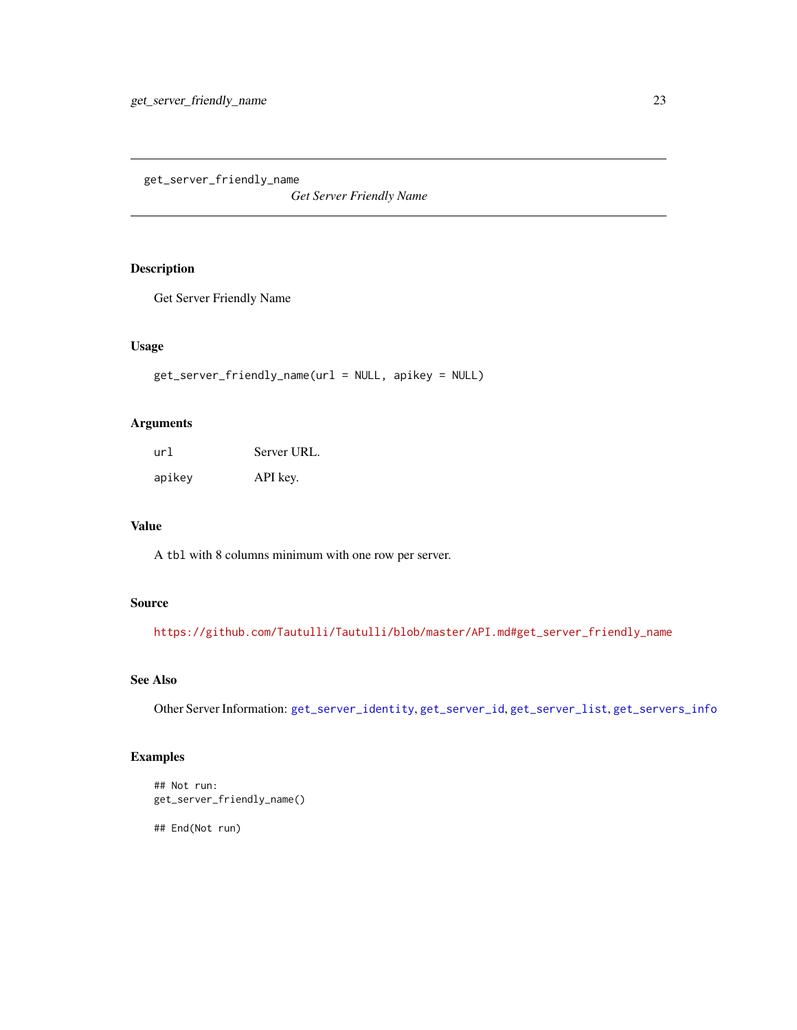get_server_friendly_name *Get Server Friendly Name*

## Description

Get Server Friendly Name

## Usage

```
get_server_friendly_name(url = NULL, apikey = NULL)
```

## Arguments

| | |
|---|---|
| url | Server URL. |
| apikey | API key. |

## Value

A tbl with 8 columns minimum with one row per server.

## Source

https://github.com/Tautulli/Tautulli/blob/master/API.md#get_server_friendly_name

## See Also

Other Server Information: get_server_identity, get_server_id, get_server_list, get_servers_info

## Examples

```
## Not run:
get_server_friendly_name()

## End(Not run)
```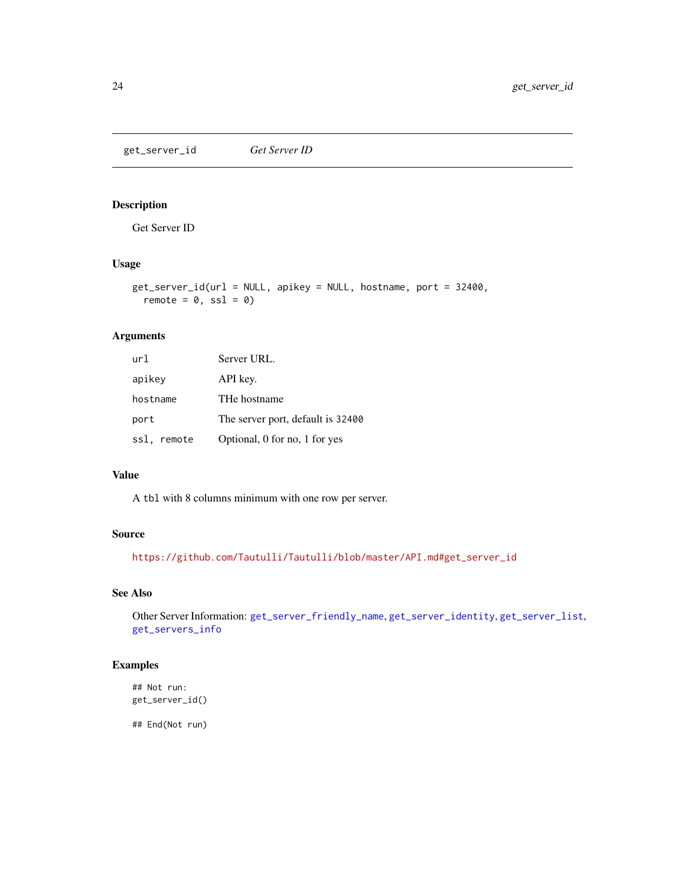# get_server_id — *Get Server ID*

## Description

Get Server ID

## Usage

```
get_server_id(url = NULL, apikey = NULL, hostname, port = 32400,
  remote = 0, ssl = 0)
```

## Arguments

| | |
|---|---|
| `url` | Server URL. |
| `apikey` | API key. |
| `hostname` | THe hostname |
| `port` | The server port, default is `32400` |
| `ssl, remote` | Optional, 0 for no, 1 for yes |

## Value

A `tbl` with 8 columns minimum with one row per server.

## Source

https://github.com/Tautulli/Tautulli/blob/master/API.md#get_server_id

## See Also

Other Server Information: `get_server_friendly_name`, `get_server_identity`, `get_server_list`, `get_servers_info`

## Examples

```
## Not run:
get_server_id()

## End(Not run)
```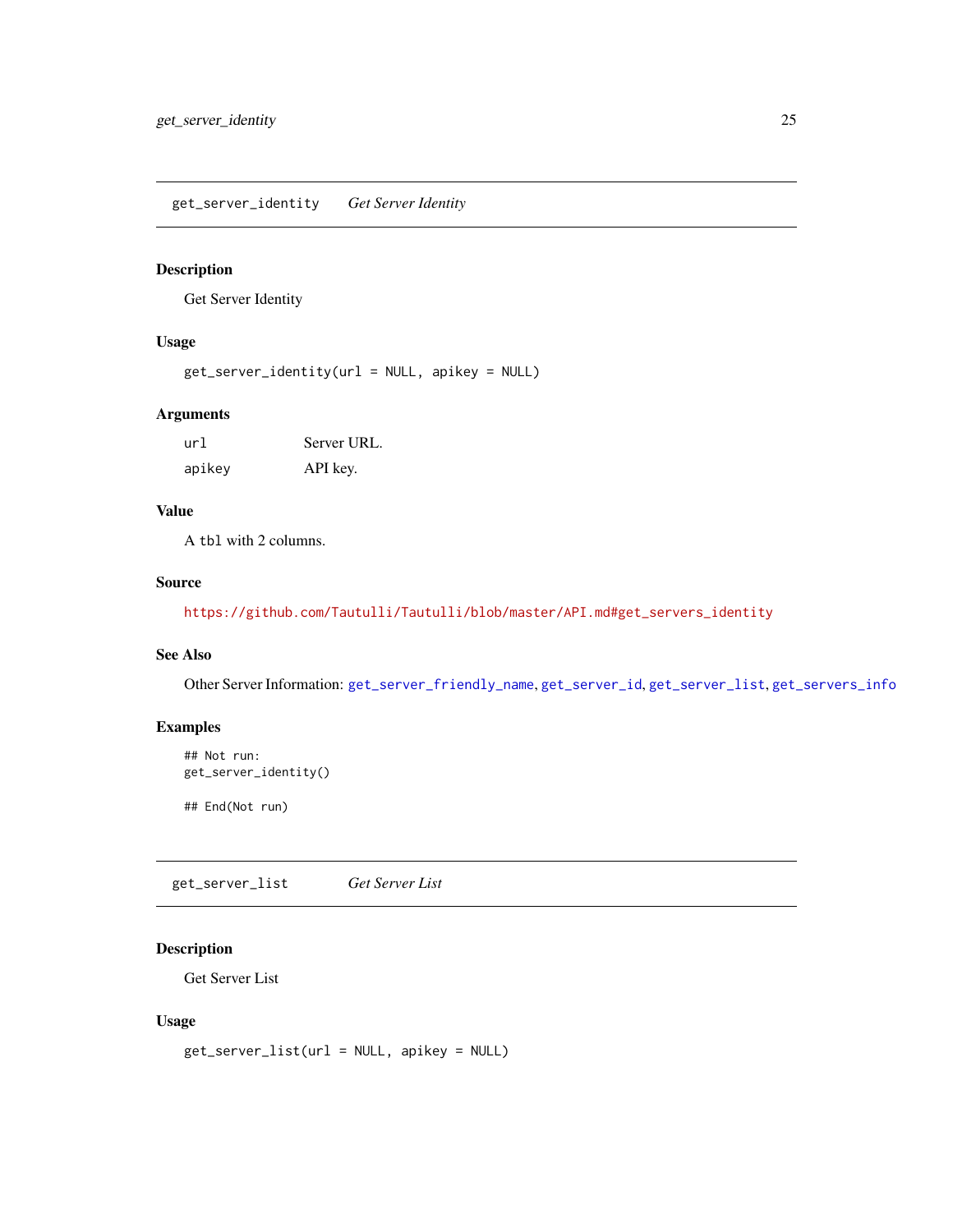## get_server_identity    *Get Server Identity*

### Description

Get Server Identity

### Usage

```
get_server_identity(url = NULL, apikey = NULL)
```

### Arguments

| | |
|---|---|
| url | Server URL. |
| apikey | API key. |

### Value

A tbl with 2 columns.

### Source

https://github.com/Tautulli/Tautulli/blob/master/API.md#get_servers_identity

### See Also

Other Server Information: get_server_friendly_name, get_server_id, get_server_list, get_servers_info

### Examples

```
## Not run:
get_server_identity()

## End(Not run)
```

## get_server_list    *Get Server List*

### Description

Get Server List

### Usage

```
get_server_list(url = NULL, apikey = NULL)
```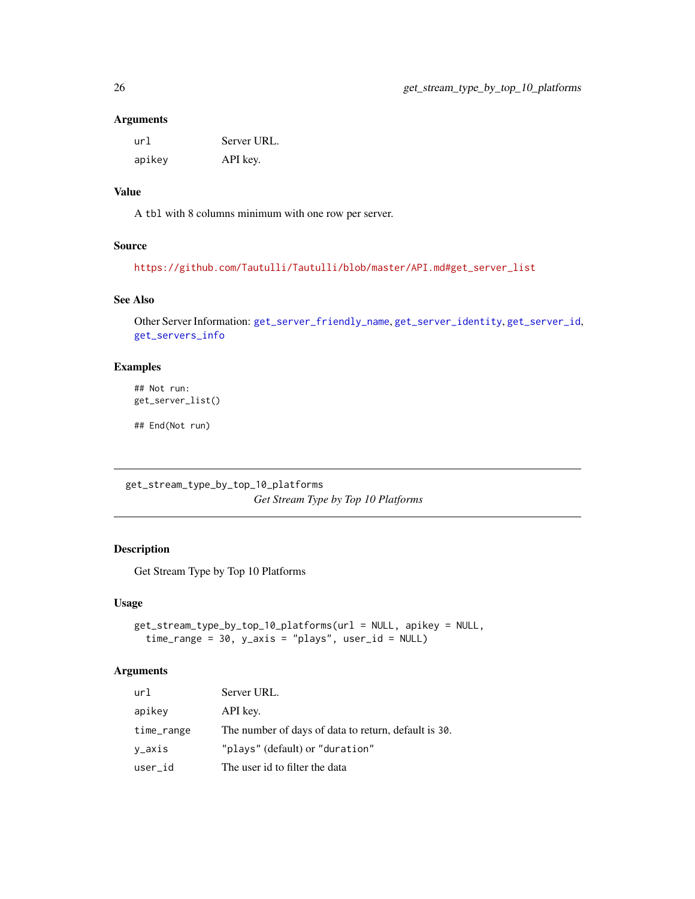### Arguments

| | |
|---|---|
| `url` | Server URL. |
| `apikey` | API key. |

### Value

A `tbl` with 8 columns minimum with one row per server.

### Source

https://github.com/Tautulli/Tautulli/blob/master/API.md#get_server_list

### See Also

Other Server Information: `get_server_friendly_name`, `get_server_identity`, `get_server_id`, `get_servers_info`

### Examples

```
## Not run:
get_server_list()

## End(Not run)
```

---

## get_stream_type_by_top_10_platforms

*Get Stream Type by Top 10 Platforms*

---

### Description

Get Stream Type by Top 10 Platforms

### Usage

```
get_stream_type_by_top_10_platforms(url = NULL, apikey = NULL,
  time_range = 30, y_axis = "plays", user_id = NULL)
```

### Arguments

| | |
|---|---|
| `url` | Server URL. |
| `apikey` | API key. |
| `time_range` | The number of days of data to return, default is `30`. |
| `y_axis` | `"plays"` (default) or `"duration"` |
| `user_id` | The user id to filter the data |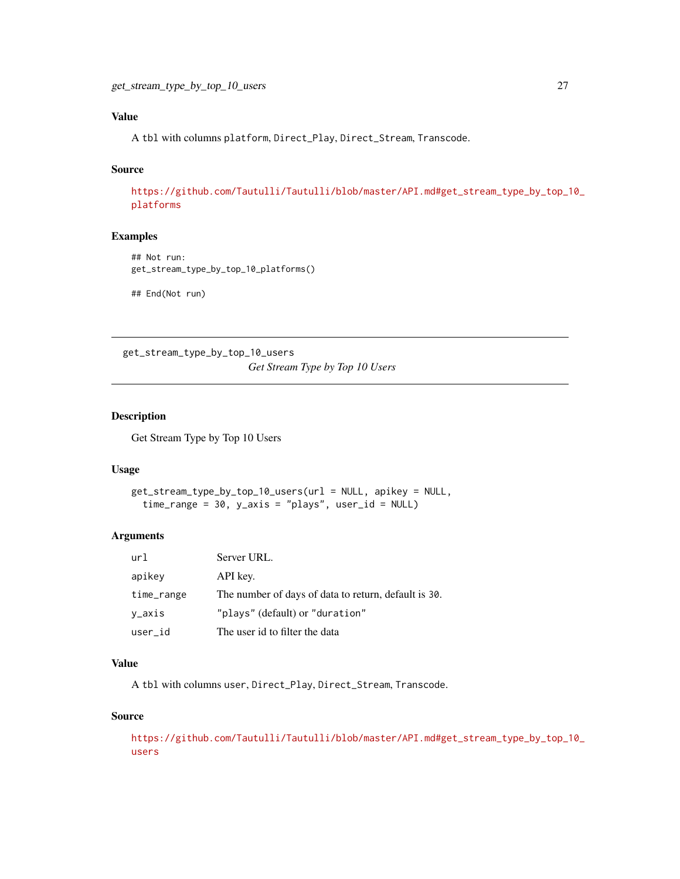## Value

A tbl with columns platform, Direct_Play, Direct_Stream, Transcode.

## Source

https://github.com/Tautulli/Tautulli/blob/master/API.md#get_stream_type_by_top_10_platforms

## Examples

```
## Not run:
get_stream_type_by_top_10_platforms()

## End(Not run)
```

---

# get_stream_type_by_top_10_users

*Get Stream Type by Top 10 Users*

## Description

Get Stream Type by Top 10 Users

## Usage

```
get_stream_type_by_top_10_users(url = NULL, apikey = NULL,
  time_range = 30, y_axis = "plays", user_id = NULL)
```

## Arguments

| | |
|---|---|
| url | Server URL. |
| apikey | API key. |
| time_range | The number of days of data to return, default is 30. |
| y_axis | "plays" (default) or "duration" |
| user_id | The user id to filter the data |

## Value

A tbl with columns user, Direct_Play, Direct_Stream, Transcode.

## Source

https://github.com/Tautulli/Tautulli/blob/master/API.md#get_stream_type_by_top_10_users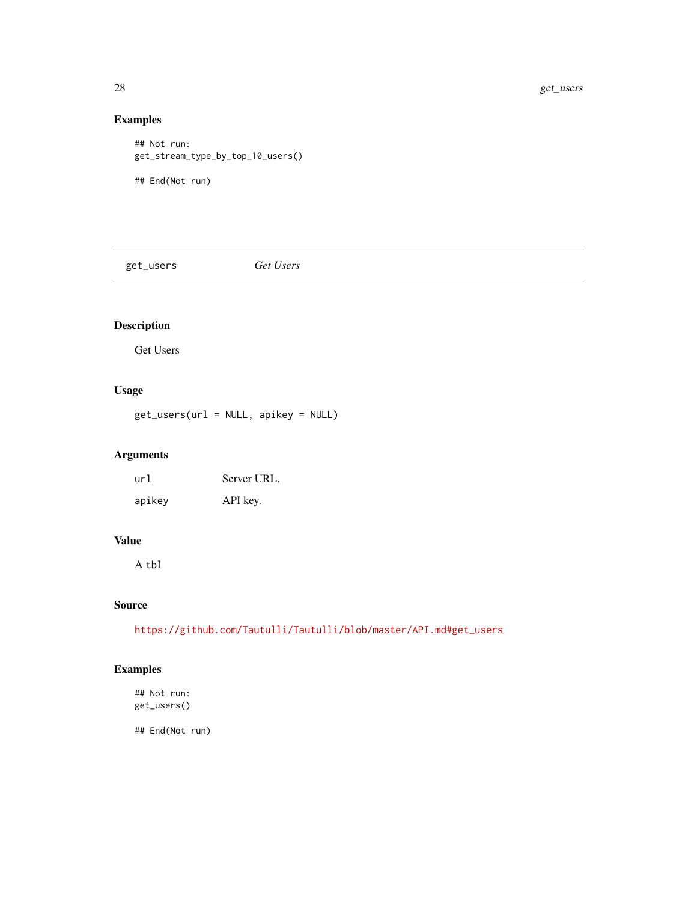### Examples

```
## Not run:
get_stream_type_by_top_10_users()

## End(Not run)
```

---

## get_users — *Get Users*

---

### Description

Get Users

### Usage

```
get_users(url = NULL, apikey = NULL)
```

### Arguments

| | |
|---|---|
| `url` | Server URL. |
| `apikey` | API key. |

### Value

A `tbl`

### Source

https://github.com/Tautulli/Tautulli/blob/master/API.md#get_users

### Examples

```
## Not run:
get_users()

## End(Not run)
```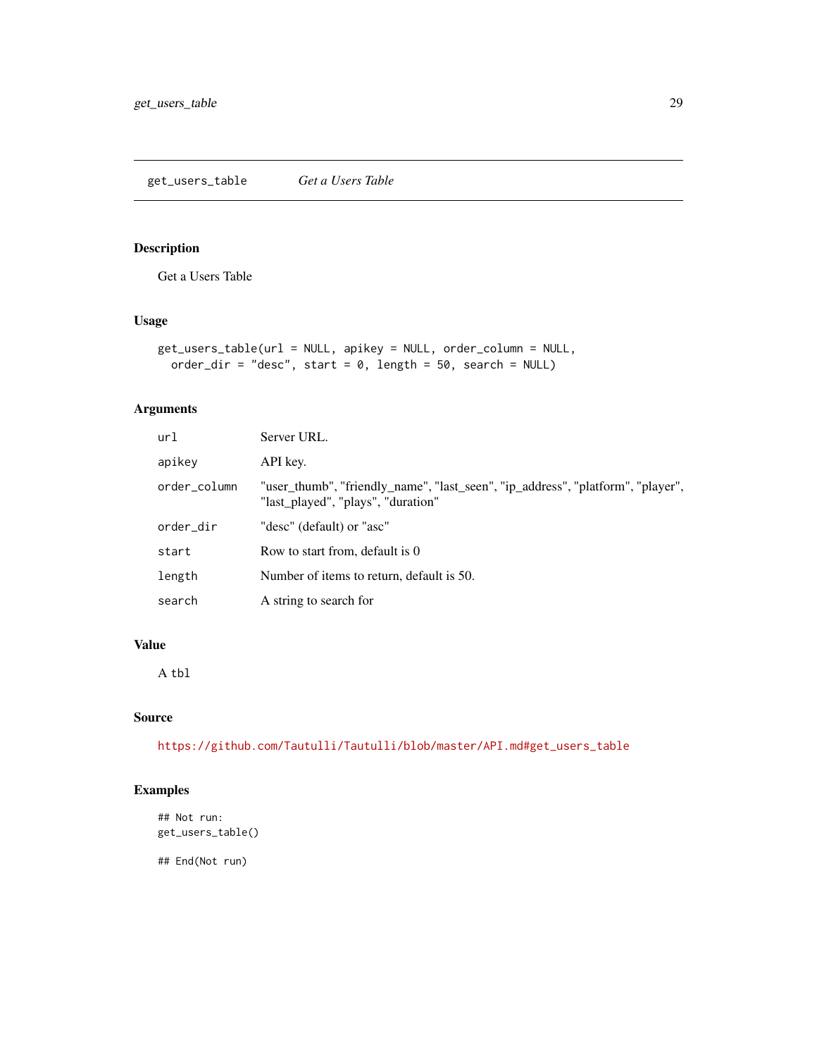## get_users_table *Get a Users Table*

### Description

Get a Users Table

### Usage

```
get_users_table(url = NULL, apikey = NULL, order_column = NULL,
  order_dir = "desc", start = 0, length = 50, search = NULL)
```

### Arguments

| | |
|---|---|
| `url` | Server URL. |
| `apikey` | API key. |
| `order_column` | "user_thumb", "friendly_name", "last_seen", "ip_address", "platform", "player", "last_played", "plays", "duration" |
| `order_dir` | "desc" (default) or "asc" |
| `start` | Row to start from, default is 0 |
| `length` | Number of items to return, default is 50. |
| `search` | A string to search for |

### Value

A `tbl`

### Source

https://github.com/Tautulli/Tautulli/blob/master/API.md#get_users_table

### Examples

```
## Not run:
get_users_table()

## End(Not run)
```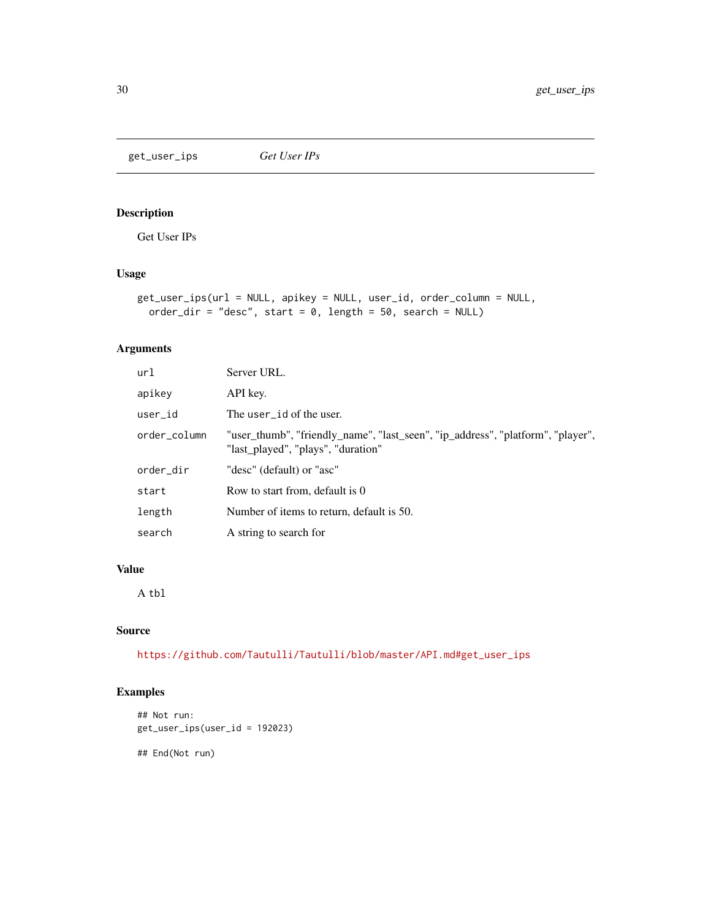# get_user_ips — *Get User IPs*

## Description

Get User IPs

## Usage

```
get_user_ips(url = NULL, apikey = NULL, user_id, order_column = NULL,
  order_dir = "desc", start = 0, length = 50, search = NULL)
```

## Arguments

| | |
|---|---|
| `url` | Server URL. |
| `apikey` | API key. |
| `user_id` | The `user_id` of the user. |
| `order_column` | "user_thumb", "friendly_name", "last_seen", "ip_address", "platform", "player", "last_played", "plays", "duration" |
| `order_dir` | "desc" (default) or "asc" |
| `start` | Row to start from, default is 0 |
| `length` | Number of items to return, default is 50. |
| `search` | A string to search for |

## Value

A `tbl`

## Source

https://github.com/Tautulli/Tautulli/blob/master/API.md#get_user_ips

## Examples

```
## Not run:
get_user_ips(user_id = 192023)

## End(Not run)
```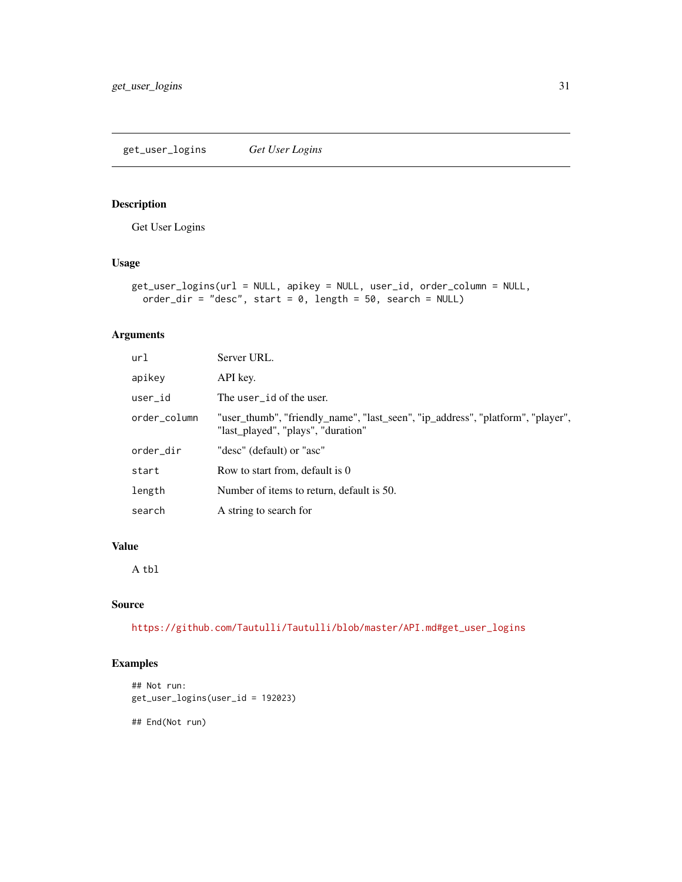## get_user_logins *Get User Logins*

### Description

Get User Logins

### Usage

```
get_user_logins(url = NULL, apikey = NULL, user_id, order_column = NULL,
  order_dir = "desc", start = 0, length = 50, search = NULL)
```

### Arguments

| | |
|---|---|
| `url` | Server URL. |
| `apikey` | API key. |
| `user_id` | The `user_id` of the user. |
| `order_column` | "user_thumb", "friendly_name", "last_seen", "ip_address", "platform", "player", "last_played", "plays", "duration" |
| `order_dir` | "desc" (default) or "asc" |
| `start` | Row to start from, default is 0 |
| `length` | Number of items to return, default is 50. |
| `search` | A string to search for |

### Value

A `tbl`

### Source

https://github.com/Tautulli/Tautulli/blob/master/API.md#get_user_logins

### Examples

```
## Not run:
get_user_logins(user_id = 192023)

## End(Not run)
```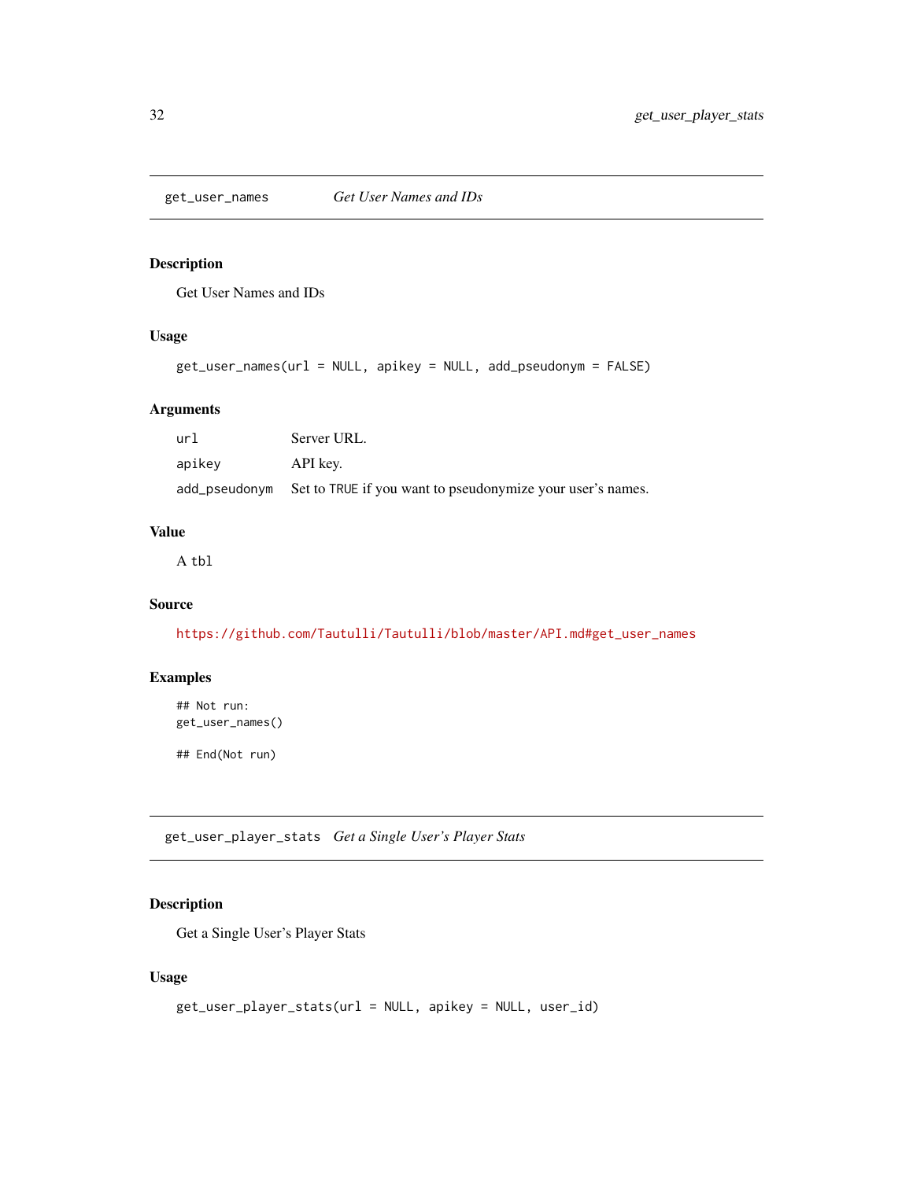## get_user_names — *Get User Names and IDs*

### Description

Get User Names and IDs

### Usage

```
get_user_names(url = NULL, apikey = NULL, add_pseudonym = FALSE)
```

### Arguments

| | |
|---|---|
| `url` | Server URL. |
| `apikey` | API key. |
| `add_pseudonym` | Set to `TRUE` if you want to pseudonymize your user's names. |

### Value

A `tbl`

### Source

https://github.com/Tautulli/Tautulli/blob/master/API.md#get_user_names

### Examples

```
## Not run:
get_user_names()

## End(Not run)
```

## get_user_player_stats — *Get a Single User's Player Stats*

### Description

Get a Single User's Player Stats

### Usage

```
get_user_player_stats(url = NULL, apikey = NULL, user_id)
```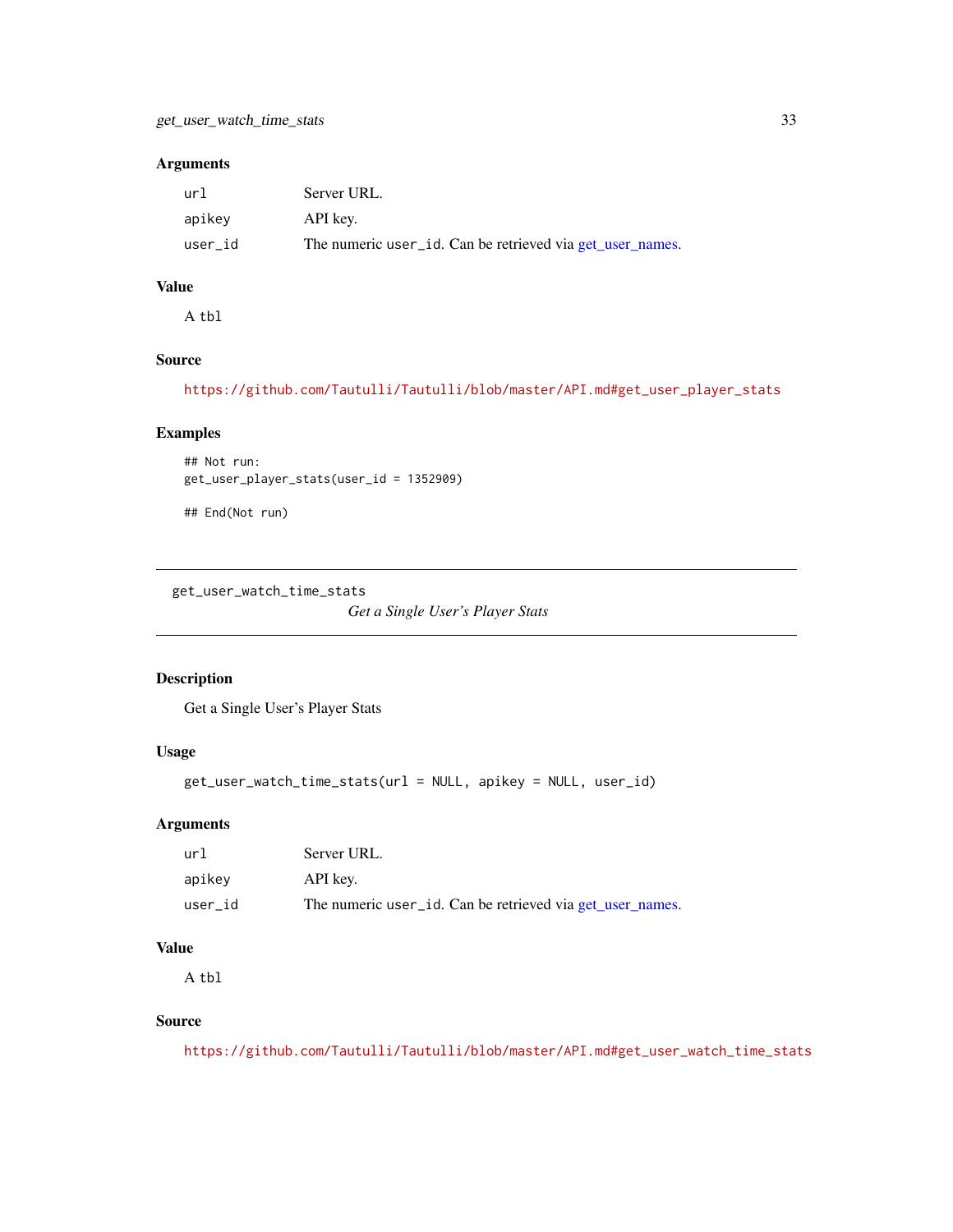### Arguments

| | |
|---|---|
| url | Server URL. |
| apikey | API key. |
| user_id | The numeric user_id. Can be retrieved via get_user_names. |

### Value

A tbl

### Source

https://github.com/Tautulli/Tautulli/blob/master/API.md#get_user_player_stats

### Examples

```
## Not run:
get_user_player_stats(user_id = 1352909)

## End(Not run)
```

---

## get_user_watch_time_stats *Get a Single User's Player Stats*

---

### Description

Get a Single User's Player Stats

### Usage

```
get_user_watch_time_stats(url = NULL, apikey = NULL, user_id)
```

### Arguments

| | |
|---|---|
| url | Server URL. |
| apikey | API key. |
| user_id | The numeric user_id. Can be retrieved via get_user_names. |

### Value

A tbl

### Source

https://github.com/Tautulli/Tautulli/blob/master/API.md#get_user_watch_time_stats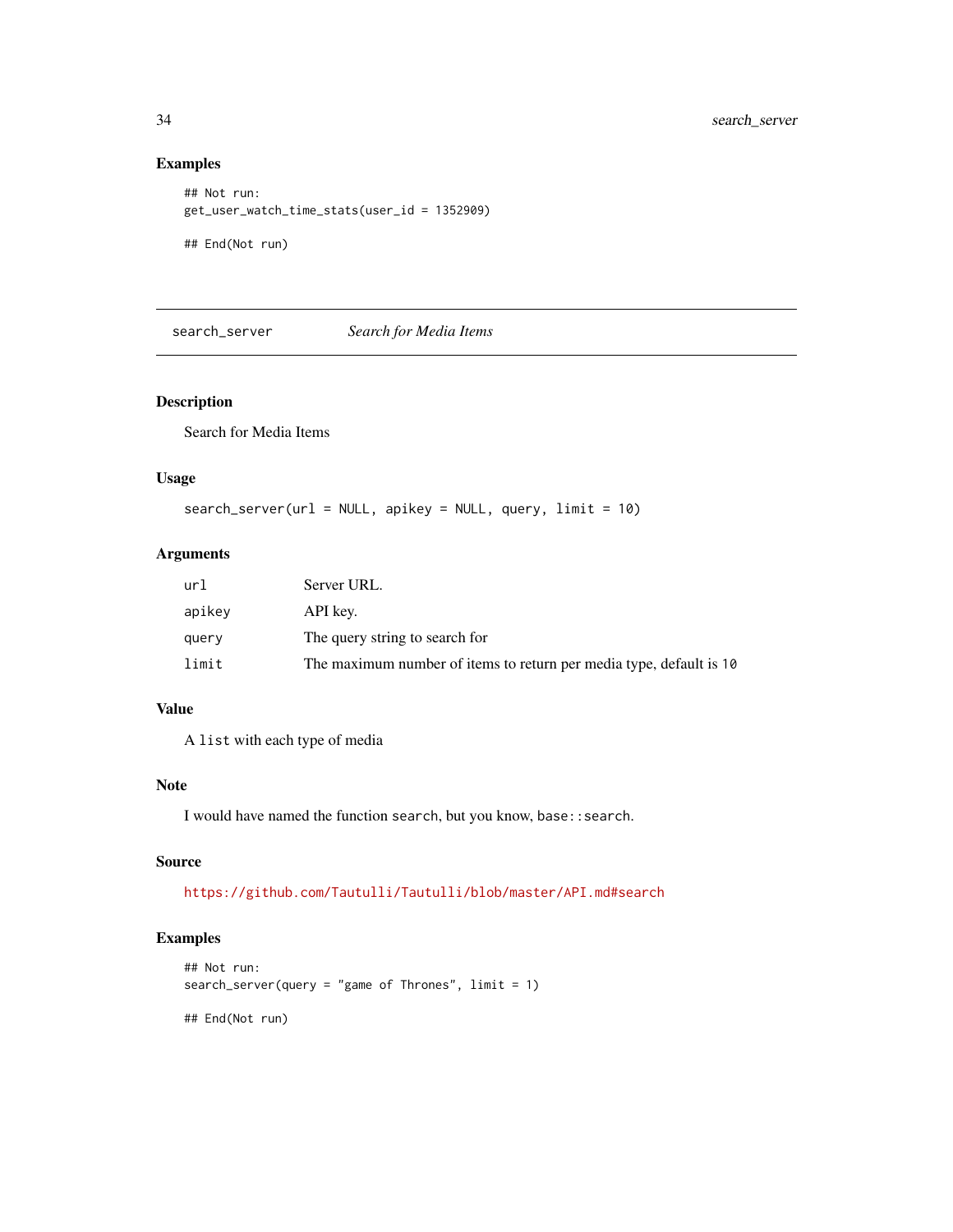## Examples

```
## Not run:
get_user_watch_time_stats(user_id = 1352909)

## End(Not run)
```

---

# search_server — *Search for Media Items*

## Description

Search for Media Items

## Usage

```
search_server(url = NULL, apikey = NULL, query, limit = 10)
```

## Arguments

| | |
|---|---|
| `url` | Server URL. |
| `apikey` | API key. |
| `query` | The query string to search for |
| `limit` | The maximum number of items to return per media type, default is `10` |

## Value

A `list` with each type of media

## Note

I would have named the function `search`, but you know, `base::search`.

## Source

https://github.com/Tautulli/Tautulli/blob/master/API.md#search

## Examples

```
## Not run:
search_server(query = "game of Thrones", limit = 1)

## End(Not run)
```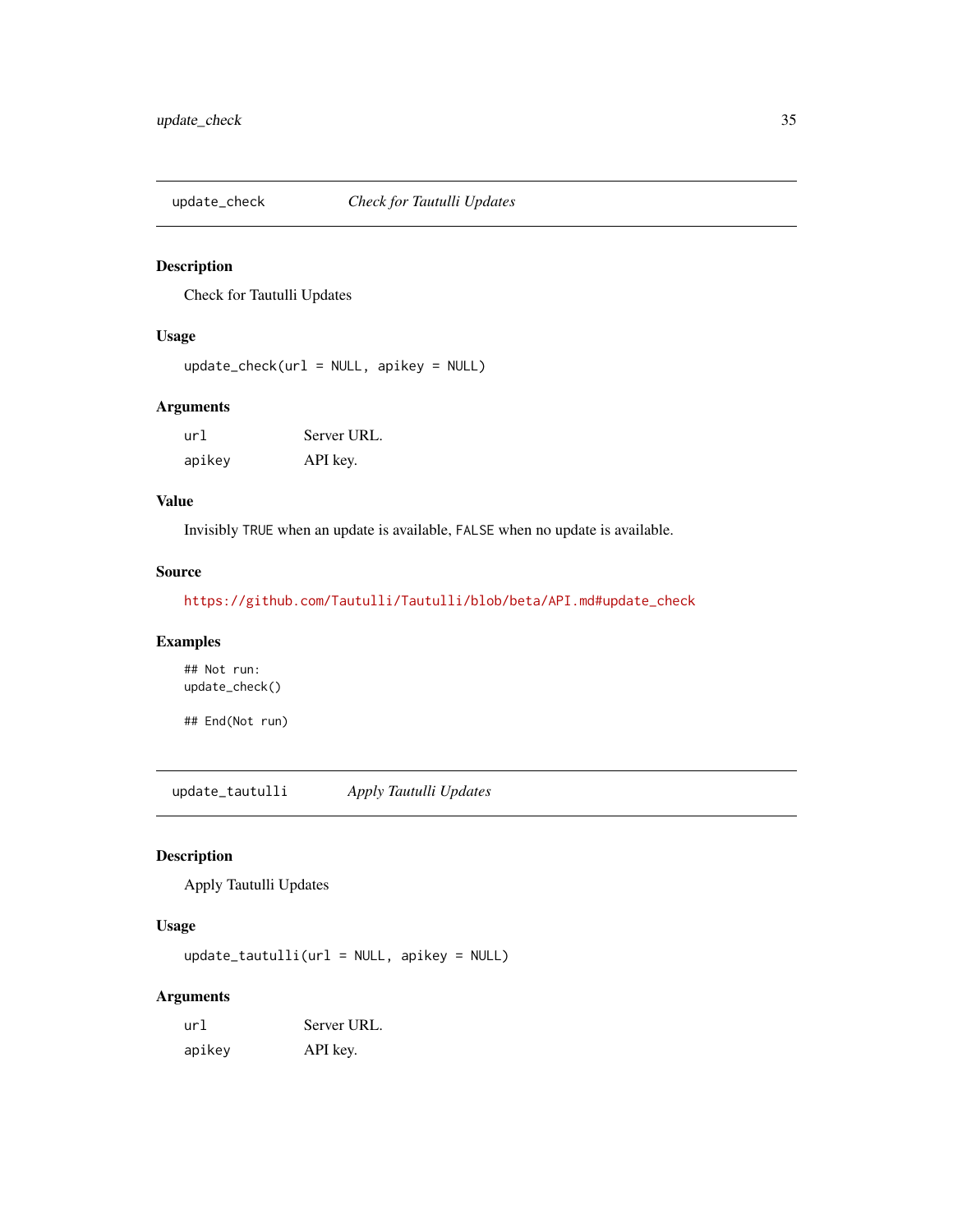## update_check — *Check for Tautulli Updates*

### Description

Check for Tautulli Updates

### Usage

```
update_check(url = NULL, apikey = NULL)
```

### Arguments

| | |
|---|---|
| `url` | Server URL. |
| `apikey` | API key. |

### Value

Invisibly `TRUE` when an update is available, `FALSE` when no update is available.

### Source

https://github.com/Tautulli/Tautulli/blob/beta/API.md#update_check

### Examples

```
## Not run:
update_check()

## End(Not run)
```

## update_tautulli — *Apply Tautulli Updates*

### Description

Apply Tautulli Updates

### Usage

```
update_tautulli(url = NULL, apikey = NULL)
```

### Arguments

| | |
|---|---|
| `url` | Server URL. |
| `apikey` | API key. |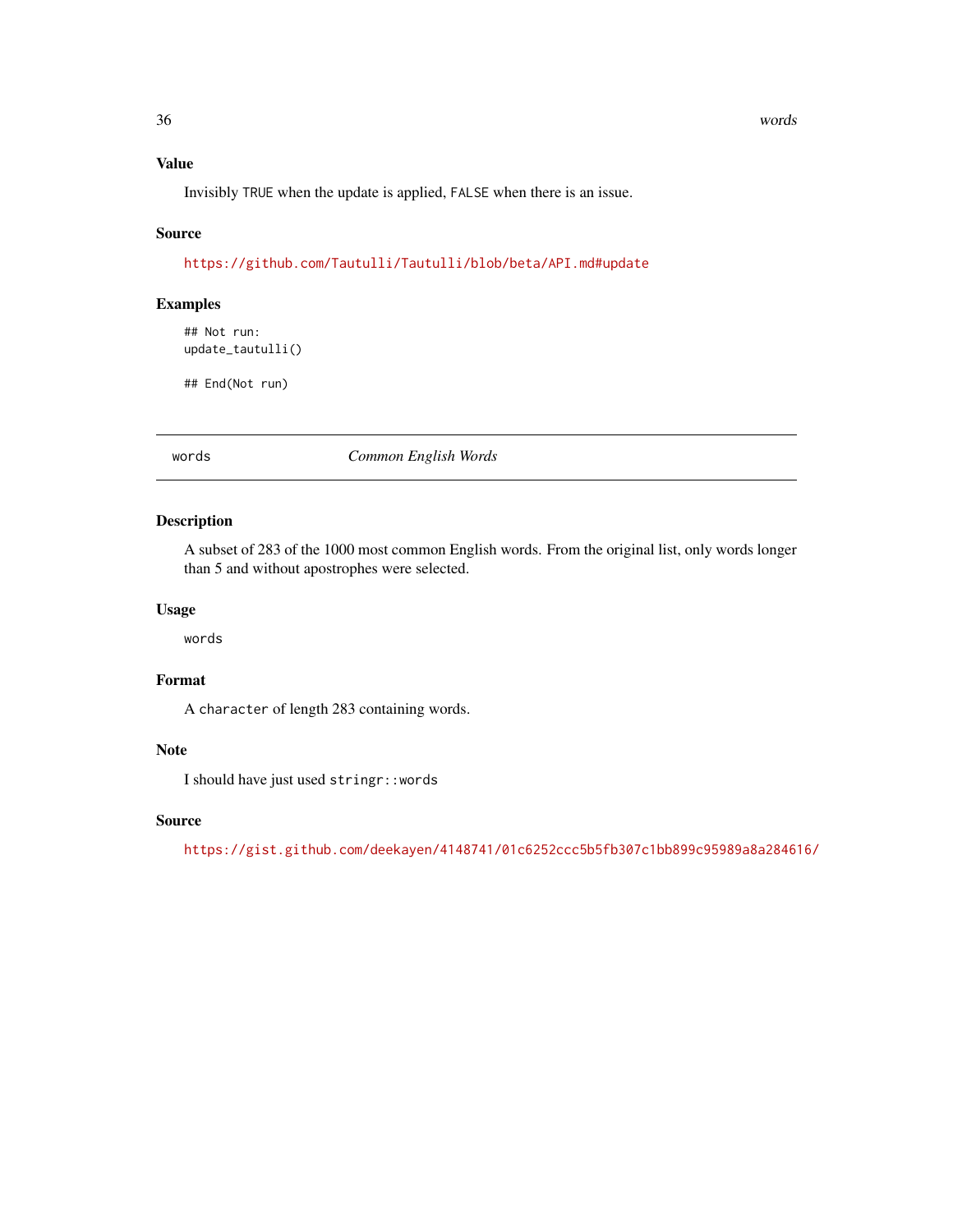### Value

Invisibly TRUE when the update is applied, FALSE when there is an issue.

### Source

https://github.com/Tautulli/Tautulli/blob/beta/API.md#update

### Examples

```
## Not run:
update_tautulli()

## End(Not run)
```

---

## words — *Common English Words*

---

### Description

A subset of 283 of the 1000 most common English words. From the original list, only words longer than 5 and without apostrophes were selected.

### Usage

```
words
```

### Format

A `character` of length 283 containing words.

### Note

I should have just used `stringr::words`

### Source

https://gist.github.com/deekayen/4148741/01c6252ccc5b5fb307c1bb899c95989a8a284616/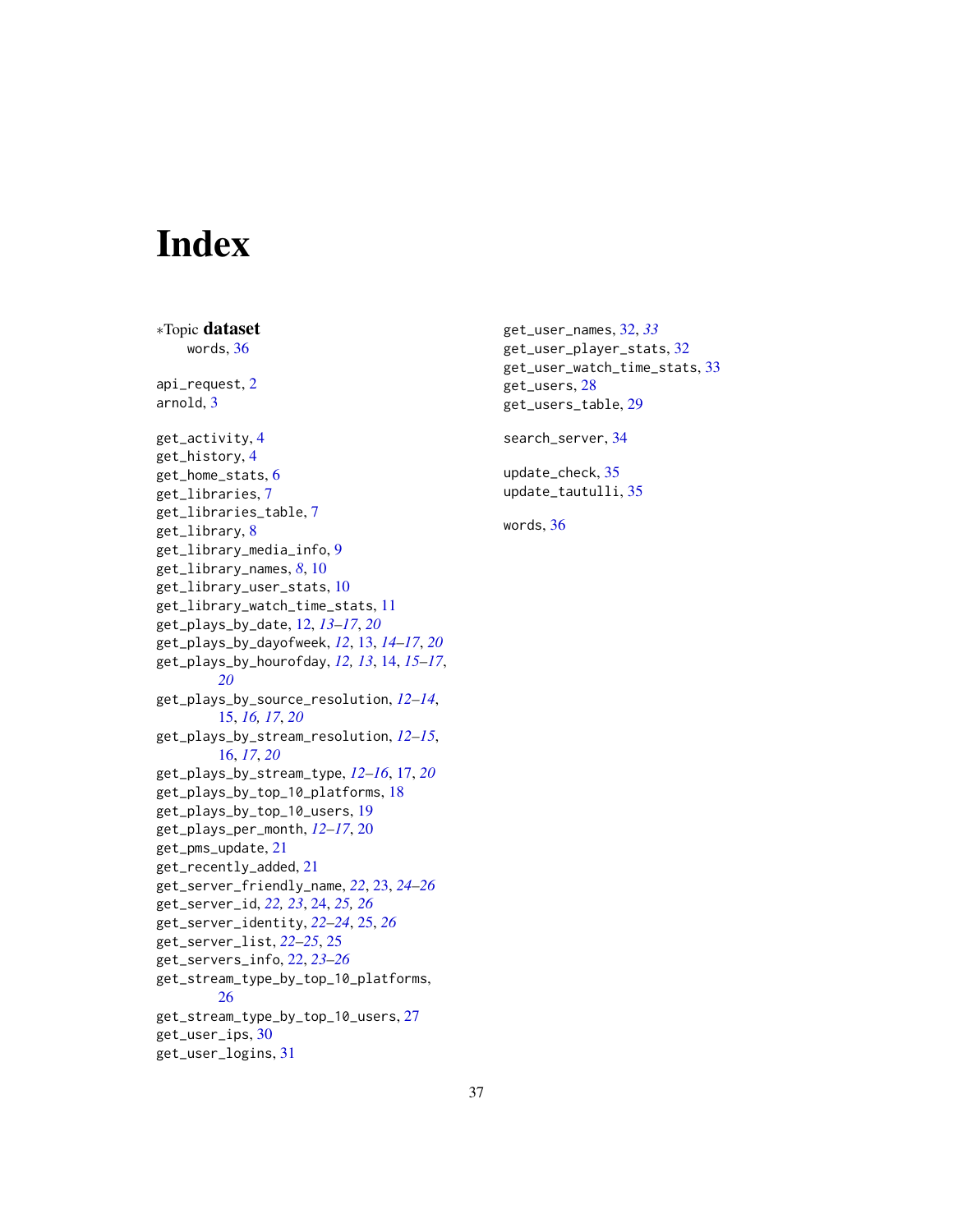# Index

∗Topic **dataset**
words, 36

api_request, 2
arnold, 3

get_activity, 4
get_history, 4
get_home_stats, 6
get_libraries, 7
get_libraries_table, 7
get_library, 8
get_library_media_info, 9
get_library_names, *8*, 10
get_library_user_stats, 10
get_library_watch_time_stats, 11
get_plays_by_date, 12, *13–17*, *20*
get_plays_by_dayofweek, *12*, 13, *14–17*, *20*
get_plays_by_hourofday, *12, 13*, 14, *15–17*, *20*
get_plays_by_source_resolution, *12–14*, 15, *16, 17*, *20*
get_plays_by_stream_resolution, *12–15*, 16, *17*, *20*
get_plays_by_stream_type, *12–16*, 17, *20*
get_plays_by_top_10_platforms, 18
get_plays_by_top_10_users, 19
get_plays_per_month, *12–17*, 20
get_pms_update, 21
get_recently_added, 21
get_server_friendly_name, *22*, 23, *24–26*
get_server_id, *22, 23*, 24, *25, 26*
get_server_identity, *22–24*, 25, *26*
get_server_list, *22–25*, 25
get_servers_info, 22, *23–26*
get_stream_type_by_top_10_platforms, 26
get_stream_type_by_top_10_users, 27
get_user_ips, 30
get_user_logins, 31
get_user_names, 32, *33*
get_user_player_stats, 32
get_user_watch_time_stats, 33
get_users, 28
get_users_table, 29

search_server, 34

update_check, 35
update_tautulli, 35

words, 36